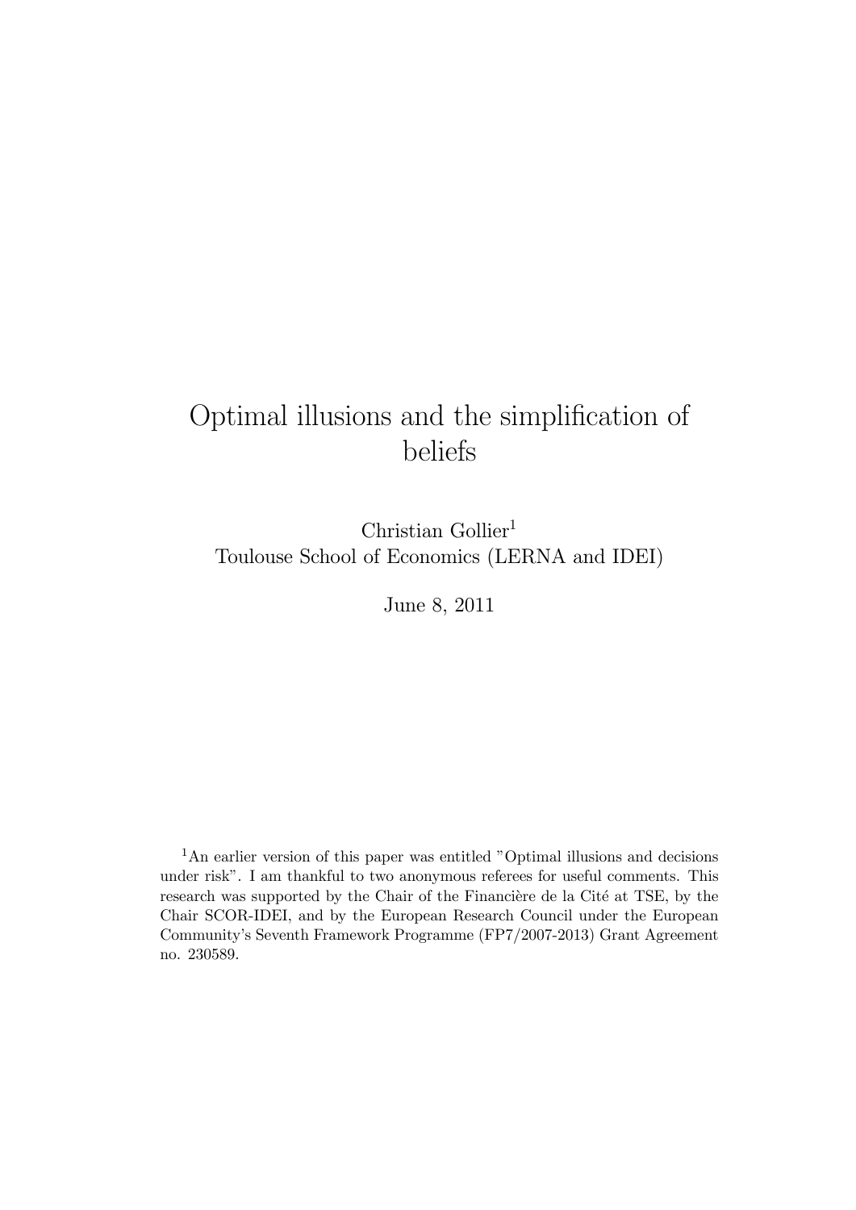# Optimal illusions and the simplification of beliefs

Christian Gollier[1]
Toulouse School of Economics (LERNA and IDEI)

June 8, 2011

[1]An earlier version of this paper was entitled "Optimal illusions and decisions under risk". I am thankful to two anonymous referees for useful comments. This research was supported by the Chair of the Financière de la Cité at TSE, by the Chair SCOR-IDEI, and by the European Research Council under the European Community's Seventh Framework Programme (FP7/2007-2013) Grant Agreement no. 230589.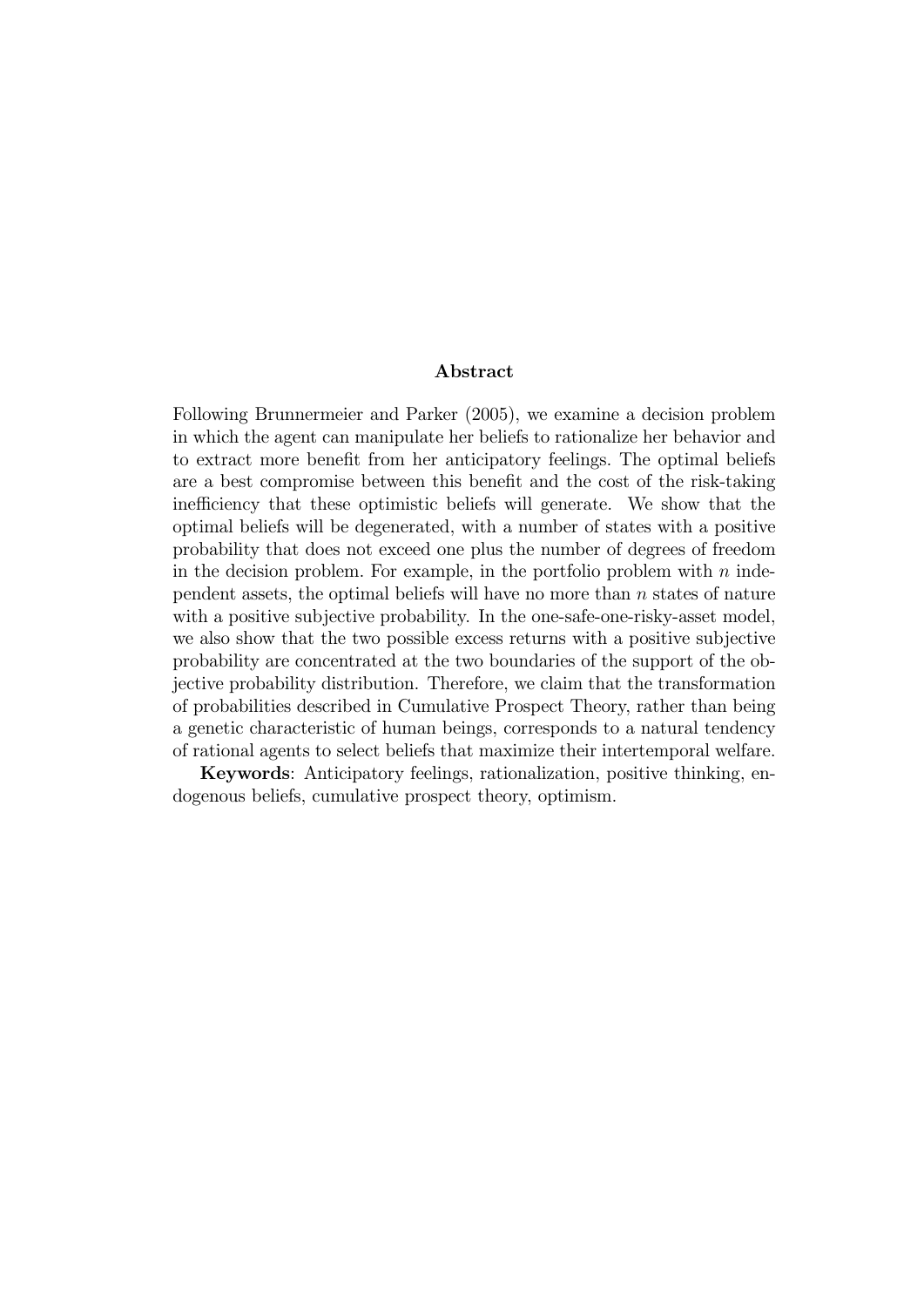## Abstract

Following Brunnermeier and Parker (2005), we examine a decision problem in which the agent can manipulate her beliefs to rationalize her behavior and to extract more benefit from her anticipatory feelings. The optimal beliefs are a best compromise between this benefit and the cost of the risk-taking inefficiency that these optimistic beliefs will generate. We show that the optimal beliefs will be degenerated, with a number of states with a positive probability that does not exceed one plus the number of degrees of freedom in the decision problem. For example, in the portfolio problem with $n$ independent assets, the optimal beliefs will have no more than $n$ states of nature with a positive subjective probability. In the one-safe-one-risky-asset model, we also show that the two possible excess returns with a positive subjective probability are concentrated at the two boundaries of the support of the objective probability distribution. Therefore, we claim that the transformation of probabilities described in Cumulative Prospect Theory, rather than being a genetic characteristic of human beings, corresponds to a natural tendency of rational agents to select beliefs that maximize their intertemporal welfare.

**Keywords**: Anticipatory feelings, rationalization, positive thinking, endogenous beliefs, cumulative prospect theory, optimism.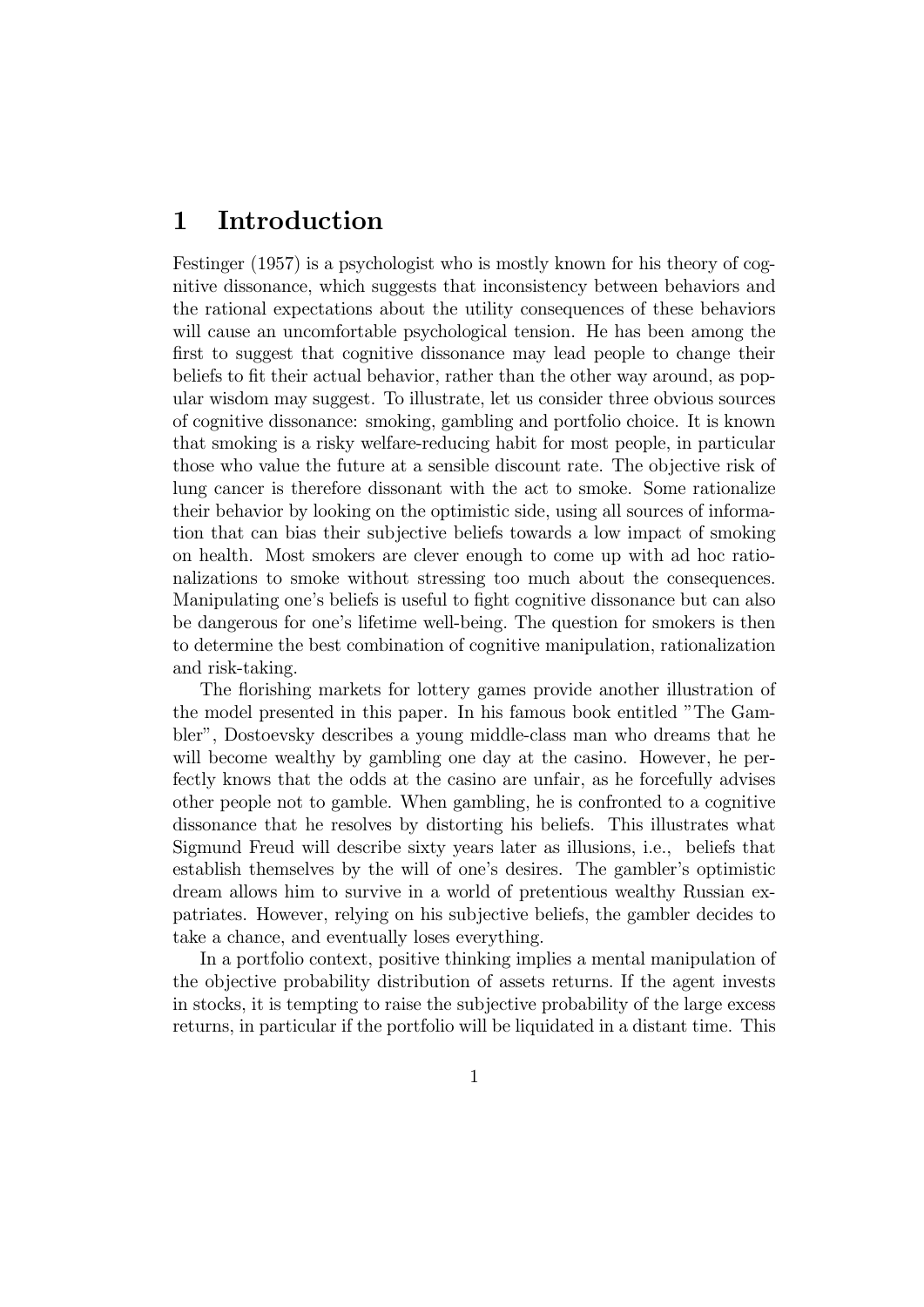# 1 Introduction

Festinger (1957) is a psychologist who is mostly known for his theory of cognitive dissonance, which suggests that inconsistency between behaviors and the rational expectations about the utility consequences of these behaviors will cause an uncomfortable psychological tension. He has been among the first to suggest that cognitive dissonance may lead people to change their beliefs to fit their actual behavior, rather than the other way around, as popular wisdom may suggest. To illustrate, let us consider three obvious sources of cognitive dissonance: smoking, gambling and portfolio choice. It is known that smoking is a risky welfare-reducing habit for most people, in particular those who value the future at a sensible discount rate. The objective risk of lung cancer is therefore dissonant with the act to smoke. Some rationalize their behavior by looking on the optimistic side, using all sources of information that can bias their subjective beliefs towards a low impact of smoking on health. Most smokers are clever enough to come up with ad hoc rationalizations to smoke without stressing too much about the consequences. Manipulating one's beliefs is useful to fight cognitive dissonance but can also be dangerous for one's lifetime well-being. The question for smokers is then to determine the best combination of cognitive manipulation, rationalization and risk-taking.

The florishing markets for lottery games provide another illustration of the model presented in this paper. In his famous book entitled "The Gambler", Dostoevsky describes a young middle-class man who dreams that he will become wealthy by gambling one day at the casino. However, he perfectly knows that the odds at the casino are unfair, as he forcefully advises other people not to gamble. When gambling, he is confronted to a cognitive dissonance that he resolves by distorting his beliefs. This illustrates what Sigmund Freud will describe sixty years later as illusions, i.e., beliefs that establish themselves by the will of one's desires. The gambler's optimistic dream allows him to survive in a world of pretentious wealthy Russian expatriates. However, relying on his subjective beliefs, the gambler decides to take a chance, and eventually loses everything.

In a portfolio context, positive thinking implies a mental manipulation of the objective probability distribution of assets returns. If the agent invests in stocks, it is tempting to raise the subjective probability of the large excess returns, in particular if the portfolio will be liquidated in a distant time. This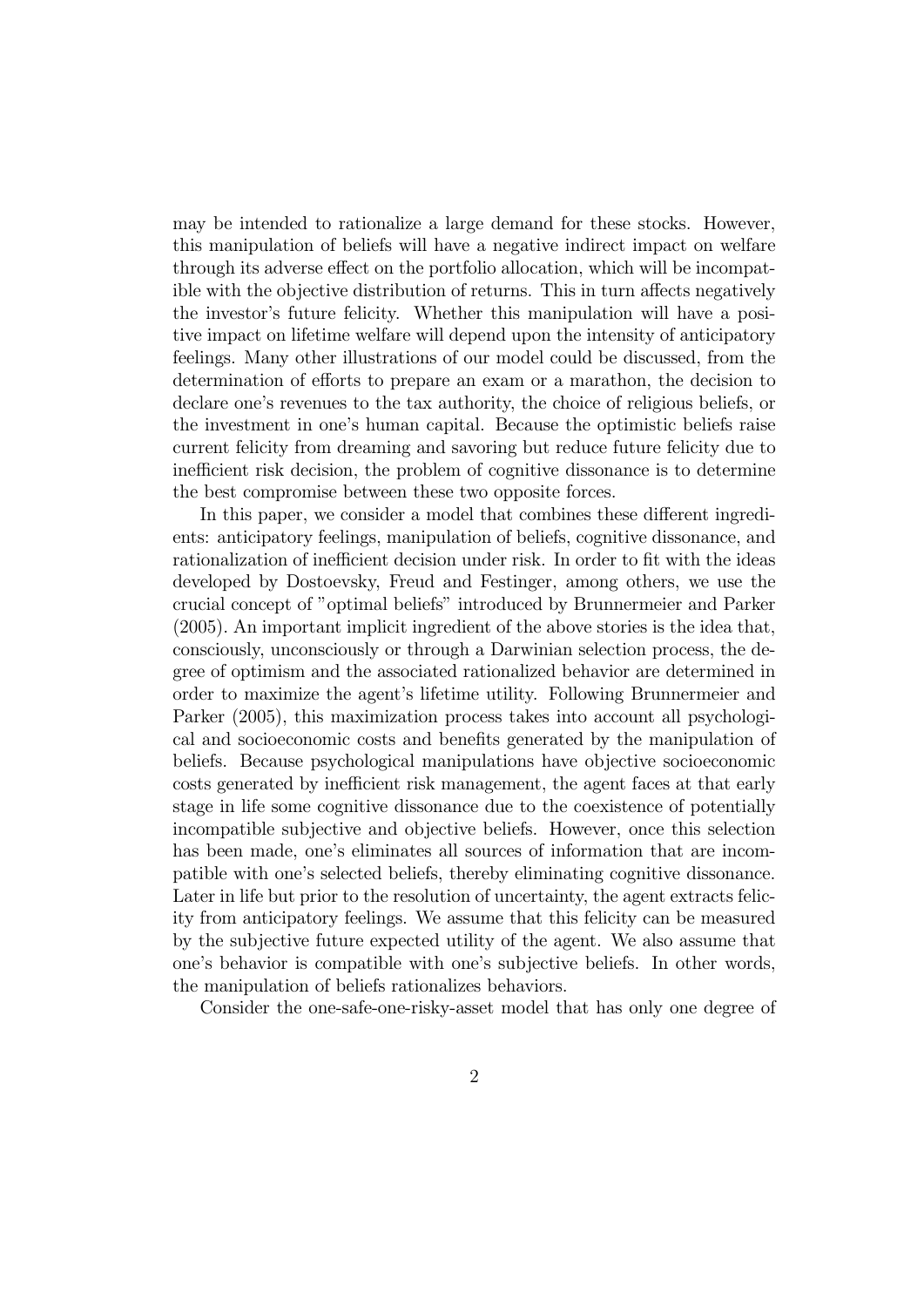may be intended to rationalize a large demand for these stocks. However, this manipulation of beliefs will have a negative indirect impact on welfare through its adverse effect on the portfolio allocation, which will be incompatible with the objective distribution of returns. This in turn affects negatively the investor's future felicity. Whether this manipulation will have a positive impact on lifetime welfare will depend upon the intensity of anticipatory feelings. Many other illustrations of our model could be discussed, from the determination of efforts to prepare an exam or a marathon, the decision to declare one's revenues to the tax authority, the choice of religious beliefs, or the investment in one's human capital. Because the optimistic beliefs raise current felicity from dreaming and savoring but reduce future felicity due to inefficient risk decision, the problem of cognitive dissonance is to determine the best compromise between these two opposite forces.

In this paper, we consider a model that combines these different ingredients: anticipatory feelings, manipulation of beliefs, cognitive dissonance, and rationalization of inefficient decision under risk. In order to fit with the ideas developed by Dostoevsky, Freud and Festinger, among others, we use the crucial concept of "optimal beliefs" introduced by Brunnermeier and Parker (2005). An important implicit ingredient of the above stories is the idea that, consciously, unconsciously or through a Darwinian selection process, the degree of optimism and the associated rationalized behavior are determined in order to maximize the agent's lifetime utility. Following Brunnermeier and Parker (2005), this maximization process takes into account all psychological and socioeconomic costs and benefits generated by the manipulation of beliefs. Because psychological manipulations have objective socioeconomic costs generated by inefficient risk management, the agent faces at that early stage in life some cognitive dissonance due to the coexistence of potentially incompatible subjective and objective beliefs. However, once this selection has been made, one's eliminates all sources of information that are incompatible with one's selected beliefs, thereby eliminating cognitive dissonance. Later in life but prior to the resolution of uncertainty, the agent extracts felicity from anticipatory feelings. We assume that this felicity can be measured by the subjective future expected utility of the agent. We also assume that one's behavior is compatible with one's subjective beliefs. In other words, the manipulation of beliefs rationalizes behaviors.

Consider the one-safe-one-risky-asset model that has only one degree of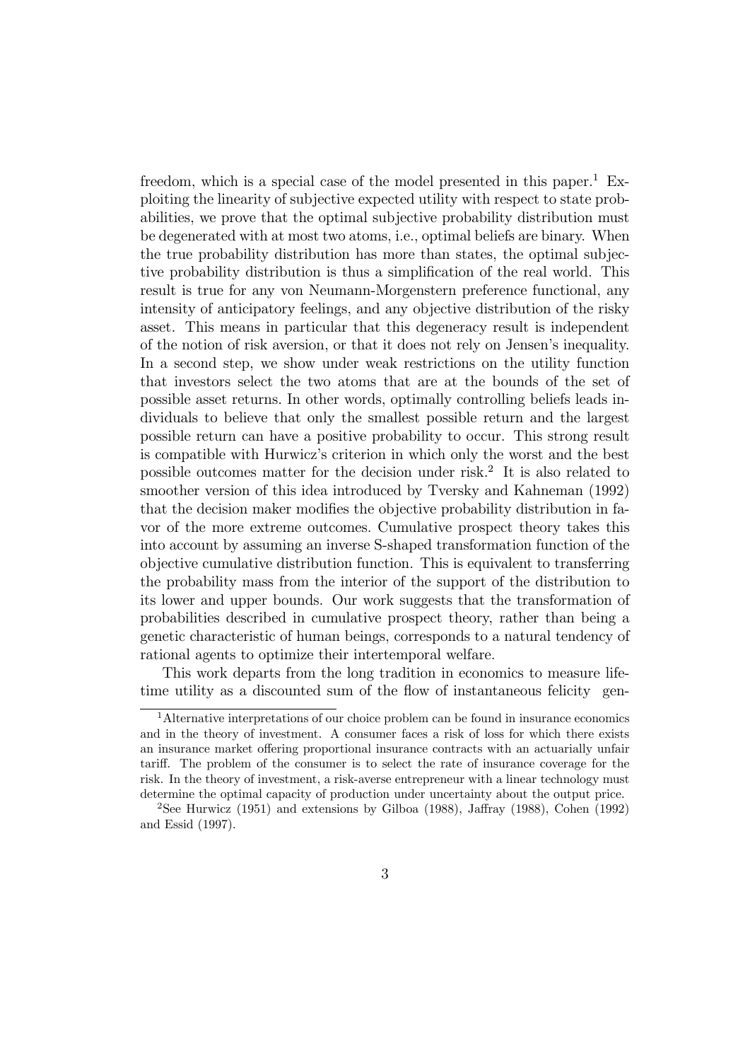freedom, which is a special case of the model presented in this paper.[1] Exploiting the linearity of subjective expected utility with respect to state probabilities, we prove that the optimal subjective probability distribution must be degenerated with at most two atoms, i.e., optimal beliefs are binary. When the true probability distribution has more than states, the optimal subjective probability distribution is thus a simplification of the real world. This result is true for any von Neumann-Morgenstern preference functional, any intensity of anticipatory feelings, and any objective distribution of the risky asset. This means in particular that this degeneracy result is independent of the notion of risk aversion, or that it does not rely on Jensen's inequality. In a second step, we show under weak restrictions on the utility function that investors select the two atoms that are at the bounds of the set of possible asset returns. In other words, optimally controlling beliefs leads individuals to believe that only the smallest possible return and the largest possible return can have a positive probability to occur. This strong result is compatible with Hurwicz's criterion in which only the worst and the best possible outcomes matter for the decision under risk.[2] It is also related to smoother version of this idea introduced by Tversky and Kahneman (1992) that the decision maker modifies the objective probability distribution in favor of the more extreme outcomes. Cumulative prospect theory takes this into account by assuming an inverse S-shaped transformation function of the objective cumulative distribution function. This is equivalent to transferring the probability mass from the interior of the support of the distribution to its lower and upper bounds. Our work suggests that the transformation of probabilities described in cumulative prospect theory, rather than being a genetic characteristic of human beings, corresponds to a natural tendency of rational agents to optimize their intertemporal welfare.

This work departs from the long tradition in economics to measure lifetime utility as a discounted sum of the flow of instantaneous felicity gen-

[1] Alternative interpretations of our choice problem can be found in insurance economics and in the theory of investment. A consumer faces a risk of loss for which there exists an insurance market offering proportional insurance contracts with an actuarially unfair tariff. The problem of the consumer is to select the rate of insurance coverage for the risk. In the theory of investment, a risk-averse entrepreneur with a linear technology must determine the optimal capacity of production under uncertainty about the output price.

[2] See Hurwicz (1951) and extensions by Gilboa (1988), Jaffray (1988), Cohen (1992) and Essid (1997).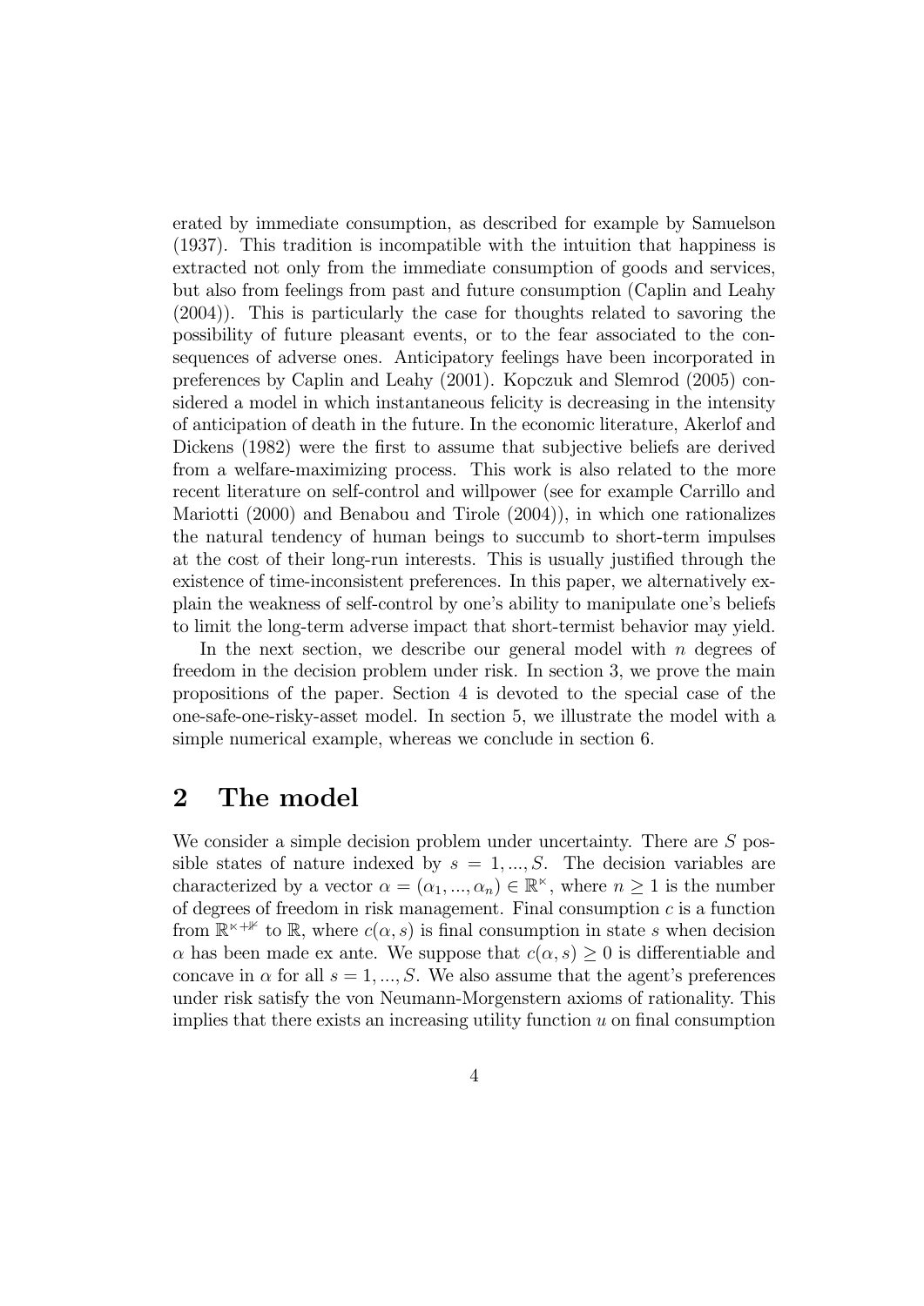erated by immediate consumption, as described for example by Samuelson (1937). This tradition is incompatible with the intuition that happiness is extracted not only from the immediate consumption of goods and services, but also from feelings from past and future consumption (Caplin and Leahy (2004)). This is particularly the case for thoughts related to savoring the possibility of future pleasant events, or to the fear associated to the consequences of adverse ones. Anticipatory feelings have been incorporated in preferences by Caplin and Leahy (2001). Kopczuk and Slemrod (2005) considered a model in which instantaneous felicity is decreasing in the intensity of anticipation of death in the future. In the economic literature, Akerlof and Dickens (1982) were the first to assume that subjective beliefs are derived from a welfare-maximizing process. This work is also related to the more recent literature on self-control and willpower (see for example Carrillo and Mariotti (2000) and Benabou and Tirole (2004)), in which one rationalizes the natural tendency of human beings to succumb to short-term impulses at the cost of their long-run interests. This is usually justified through the existence of time-inconsistent preferences. In this paper, we alternatively explain the weakness of self-control by one's ability to manipulate one's beliefs to limit the long-term adverse impact that short-termist behavior may yield.

In the next section, we describe our general model with $n$ degrees of freedom in the decision problem under risk. In section 3, we prove the main propositions of the paper. Section 4 is devoted to the special case of the one-safe-one-risky-asset model. In section 5, we illustrate the model with a simple numerical example, whereas we conclude in section 6.

## 2 The model

We consider a simple decision problem under uncertainty. There are $S$ possible states of nature indexed by $s = 1, ..., S$. The decision variables are characterized by a vector $\alpha = (\alpha_1, ..., \alpha_n) \in \mathbb{R}^n$, where $n \geq 1$ is the number of degrees of freedom in risk management. Final consumption $c$ is a function from $\mathbb{R}^{n+1}$ to $\mathbb{R}$, where $c(\alpha, s)$ is final consumption in state $s$ when decision $\alpha$ has been made ex ante. We suppose that $c(\alpha, s) \geq 0$ is differentiable and concave in $\alpha$ for all $s = 1, ..., S$. We also assume that the agent's preferences under risk satisfy the von Neumann-Morgenstern axioms of rationality. This implies that there exists an increasing utility function $u$ on final consumption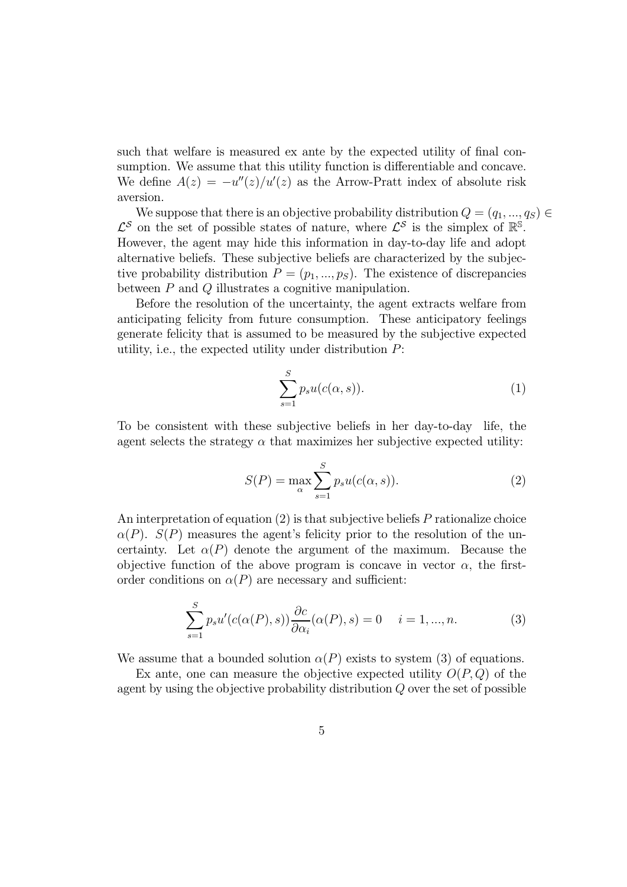such that welfare is measured ex ante by the expected utility of final consumption. We assume that this utility function is differentiable and concave. We define $A(z) = -u''(z)/u'(z)$ as the Arrow-Pratt index of absolute risk aversion.

We suppose that there is an objective probability distribution $Q = (q_1, ..., q_S) \in \mathcal{L}^S$ on the set of possible states of nature, where $\mathcal{L}^S$ is the simplex of $\mathbb{R}^{\mathbb{S}}$. However, the agent may hide this information in day-to-day life and adopt alternative beliefs. These subjective beliefs are characterized by the subjective probability distribution $P = (p_1, ..., p_S)$. The existence of discrepancies between $P$ and $Q$ illustrates a cognitive manipulation.

Before the resolution of the uncertainty, the agent extracts welfare from anticipating felicity from future consumption. These anticipatory feelings generate felicity that is assumed to be measured by the subjective expected utility, i.e., the expected utility under distribution $P$:

$$\sum_{s=1}^{S} p_s u(c(\alpha, s)). \tag{1}$$

To be consistent with these subjective beliefs in her day-to-day life, the agent selects the strategy $\alpha$ that maximizes her subjective expected utility:

$$S(P) = \max_{\alpha} \sum_{s=1}^{S} p_s u(c(\alpha, s)). \tag{2}$$

An interpretation of equation (2) is that subjective beliefs $P$ rationalize choice $\alpha(P)$. $S(P)$ measures the agent's felicity prior to the resolution of the uncertainty. Let $\alpha(P)$ denote the argument of the maximum. Because the objective function of the above program is concave in vector $\alpha$, the first-order conditions on $\alpha(P)$ are necessary and sufficient:

$$\sum_{s=1}^{S} p_s u'(c(\alpha(P), s)) \frac{\partial c}{\partial \alpha_i}(\alpha(P), s) = 0 \quad i = 1, ..., n. \tag{3}$$

We assume that a bounded solution $\alpha(P)$ exists to system (3) of equations.

Ex ante, one can measure the objective expected utility $O(P, Q)$ of the agent by using the objective probability distribution $Q$ over the set of possible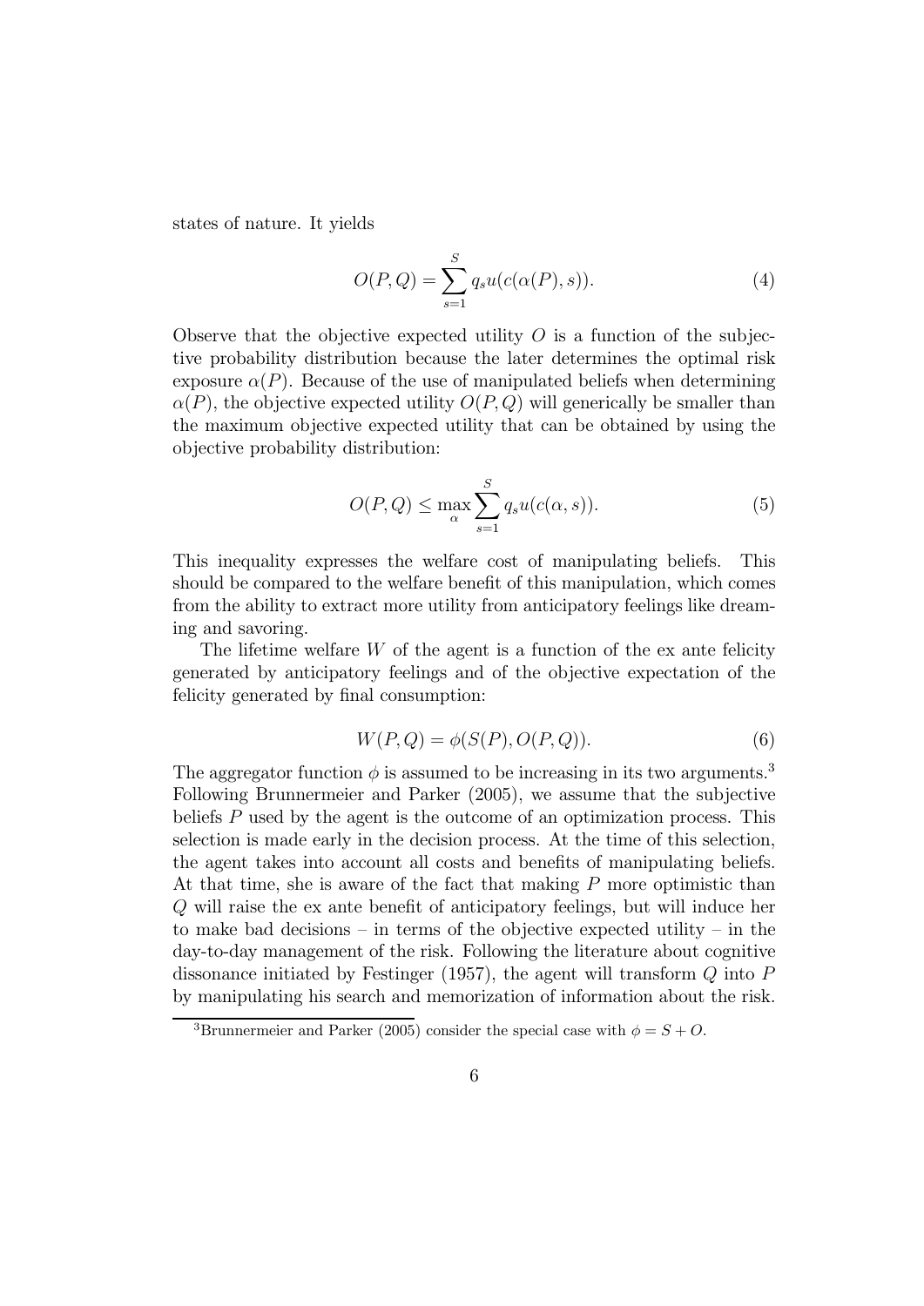states of nature. It yields

$$O(P,Q) = \sum_{s=1}^{S} q_s u(c(\alpha(P), s)). \tag{4}$$

Observe that the objective expected utility $O$ is a function of the subjective probability distribution because the later determines the optimal risk exposure $\alpha(P)$. Because of the use of manipulated beliefs when determining $\alpha(P)$, the objective expected utility $O(P,Q)$ will generically be smaller than the maximum objective expected utility that can be obtained by using the objective probability distribution:

$$O(P,Q) \leq \max_{\alpha} \sum_{s=1}^{S} q_s u(c(\alpha, s)). \tag{5}$$

This inequality expresses the welfare cost of manipulating beliefs. This should be compared to the welfare benefit of this manipulation, which comes from the ability to extract more utility from anticipatory feelings like dreaming and savoring.

The lifetime welfare $W$ of the agent is a function of the ex ante felicity generated by anticipatory feelings and of the objective expectation of the felicity generated by final consumption:

$$W(P,Q) = \phi(S(P), O(P,Q)). \tag{6}$$

The aggregator function $\phi$ is assumed to be increasing in its two arguments.[3] Following Brunnermeier and Parker (2005), we assume that the subjective beliefs $P$ used by the agent is the outcome of an optimization process. This selection is made early in the decision process. At the time of this selection, the agent takes into account all costs and benefits of manipulating beliefs. At that time, she is aware of the fact that making $P$ more optimistic than $Q$ will raise the ex ante benefit of anticipatory feelings, but will induce her to make bad decisions – in terms of the objective expected utility – in the day-to-day management of the risk. Following the literature about cognitive dissonance initiated by Festinger (1957), the agent will transform $Q$ into $P$ by manipulating his search and memorization of information about the risk.

[3] Brunnermeier and Parker (2005) consider the special case with $\phi = S + O$.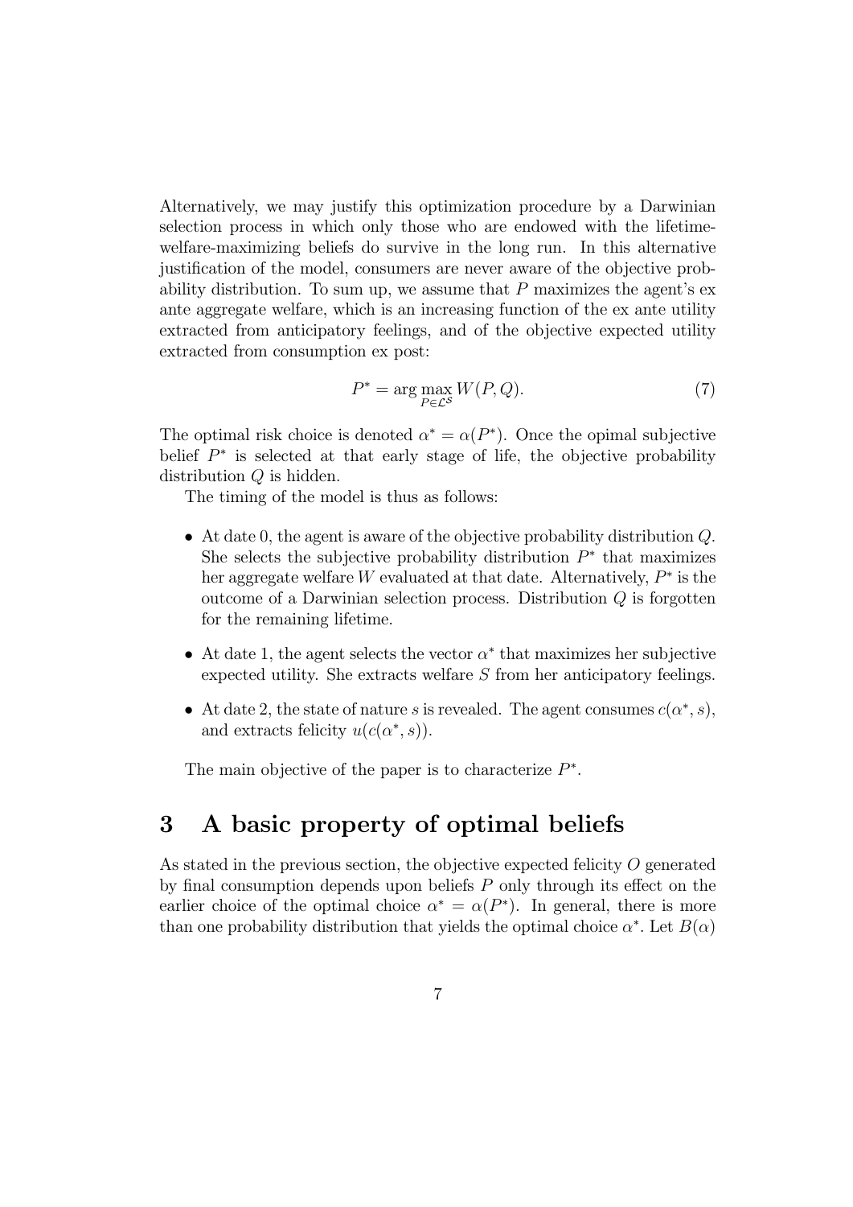Alternatively, we may justify this optimization procedure by a Darwinian selection process in which only those who are endowed with the lifetime-welfare-maximizing beliefs do survive in the long run. In this alternative justification of the model, consumers are never aware of the objective probability distribution. To sum up, we assume that $P$ maximizes the agent's ex ante aggregate welfare, which is an increasing function of the ex ante utility extracted from anticipatory feelings, and of the objective expected utility extracted from consumption ex post:

$$P^* = \arg\max_{P \in \mathcal{L}^S} W(P, Q). \tag{7}$$

The optimal risk choice is denoted $\alpha^* = \alpha(P^*)$. Once the opimal subjective belief $P^*$ is selected at that early stage of life, the objective probability distribution $Q$ is hidden.

The timing of the model is thus as follows:

- At date 0, the agent is aware of the objective probability distribution $Q$. She selects the subjective probability distribution $P^*$ that maximizes her aggregate welfare $W$ evaluated at that date. Alternatively, $P^*$ is the outcome of a Darwinian selection process. Distribution $Q$ is forgotten for the remaining lifetime.
- At date 1, the agent selects the vector $\alpha^*$ that maximizes her subjective expected utility. She extracts welfare $S$ from her anticipatory feelings.
- At date 2, the state of nature $s$ is revealed. The agent consumes $c(\alpha^*, s)$, and extracts felicity $u(c(\alpha^*, s))$.

The main objective of the paper is to characterize $P^*$.

# 3 A basic property of optimal beliefs

As stated in the previous section, the objective expected felicity $O$ generated by final consumption depends upon beliefs $P$ only through its effect on the earlier choice of the optimal choice $\alpha^* = \alpha(P^*)$. In general, there is more than one probability distribution that yields the optimal choice $\alpha^*$. Let $B(\alpha)$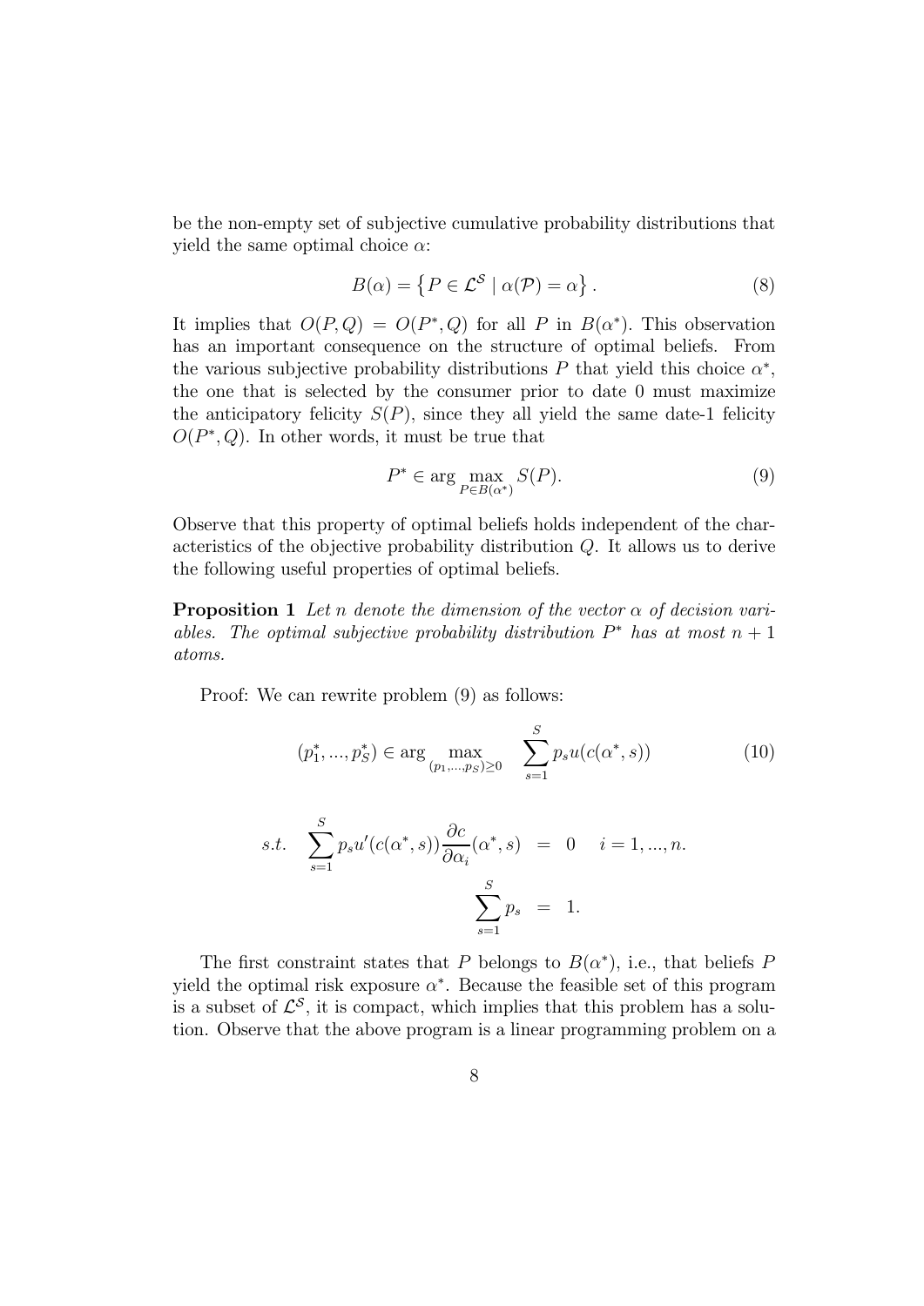be the non-empty set of subjective cumulative probability distributions that yield the same optimal choice $\alpha$:

$$B(\alpha) = \left\{ P \in \mathcal{L}^{\mathcal{S}} \mid \alpha(\mathcal{P}) = \alpha \right\}. \tag{8}$$

It implies that $O(P,Q) = O(P^*,Q)$ for all $P$ in $B(\alpha^*)$. This observation has an important consequence on the structure of optimal beliefs. From the various subjective probability distributions $P$ that yield this choice $\alpha^*$, the one that is selected by the consumer prior to date 0 must maximize the anticipatory felicity $S(P)$, since they all yield the same date-1 felicity $O(P^*,Q)$. In other words, it must be true that

$$P^* \in \arg \max_{P \in B(\alpha^*)} S(P). \tag{9}$$

Observe that this property of optimal beliefs holds independent of the characteristics of the objective probability distribution $Q$. It allows us to derive the following useful properties of optimal beliefs.

**Proposition 1** *Let $n$ denote the dimension of the vector $\alpha$ of decision variables. The optimal subjective probability distribution $P^*$ has at most $n+1$ atoms.*

Proof: We can rewrite problem (9) as follows:

$$(p_1^*, ..., p_S^*) \in \arg \max_{(p_1,...,p_S) \geq 0} \quad \sum_{s=1}^{S} p_s u(c(\alpha^*, s)) \tag{10}$$

$$\begin{aligned} s.t. \quad \sum_{s=1}^{S} p_s u'(c(\alpha^*, s)) \frac{\partial c}{\partial \alpha_i}(\alpha^*, s) &= 0 \quad i = 1, ..., n. \\ \sum_{s=1}^{S} p_s &= 1. \end{aligned}$$

The first constraint states that $P$ belongs to $B(\alpha^*)$, i.e., that beliefs $P$ yield the optimal risk exposure $\alpha^*$. Because the feasible set of this program is a subset of $\mathcal{L}^{\mathcal{S}}$, it is compact, which implies that this problem has a solution. Observe that the above program is a linear programming problem on a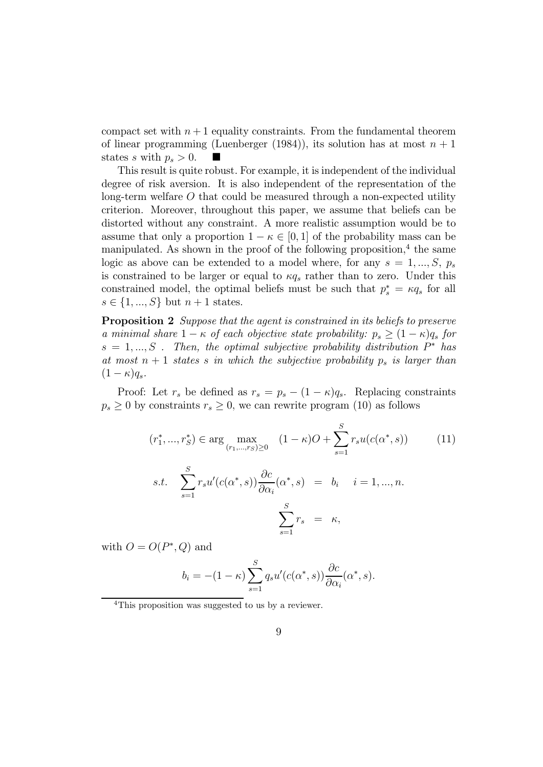compact set with $n+1$ equality constraints. From the fundamental theorem of linear programming (Luenberger (1984)), its solution has at most $n+1$ states $s$ with $p_s > 0$. ■

This result is quite robust. For example, it is independent of the individual degree of risk aversion. It is also independent of the representation of the long-term welfare $O$ that could be measured through a non-expected utility criterion. Moreover, throughout this paper, we assume that beliefs can be distorted without any constraint. A more realistic assumption would be to assume that only a proportion $1-\kappa \in [0,1]$ of the probability mass can be manipulated. As shown in the proof of the following proposition,[4] the same logic as above can be extended to a model where, for any $s = 1, ..., S$, $p_s$ is constrained to be larger or equal to $\kappa q_s$ rather than to zero. Under this constrained model, the optimal beliefs must be such that $p_s^* = \kappa q_s$ for all $s \in \{1, ..., S\}$ but $n+1$ states.

**Proposition 2** *Suppose that the agent is constrained in its beliefs to preserve a minimal share $1-\kappa$ of each objective state probability: $p_s \geq (1-\kappa)q_s$ for $s = 1, ..., S$ . Then, the optimal subjective probability distribution $P^*$ has at most $n+1$ states $s$ in which the subjective probability $p_s$ is larger than $(1-\kappa)q_s$.*

Proof: Let $r_s$ be defined as $r_s = p_s - (1-\kappa)q_s$. Replacing constraints $p_s \geq 0$ by constraints $r_s \geq 0$, we can rewrite program (10) as follows

$$(r_1^*, ..., r_S^*) \in \arg \max_{(r_1,...,r_S)\geq 0} \quad (1-\kappa)O + \sum_{s=1}^{S} r_s u(c(\alpha^*, s)) \tag{11}$$

$$s.t. \quad \sum_{s=1}^{S} r_s u'(c(\alpha^*, s)) \frac{\partial c}{\partial \alpha_i}(\alpha^*, s) = b_i \quad i = 1, ..., n.$$

$$\sum_{s=1}^{S} r_s = \kappa,$$

with $O = O(P^*, Q)$ and

$$b_i = -(1-\kappa) \sum_{s=1}^{S} q_s u'(c(\alpha^*, s)) \frac{\partial c}{\partial \alpha_i}(\alpha^*, s).$$

[4] This proposition was suggested to us by a reviewer.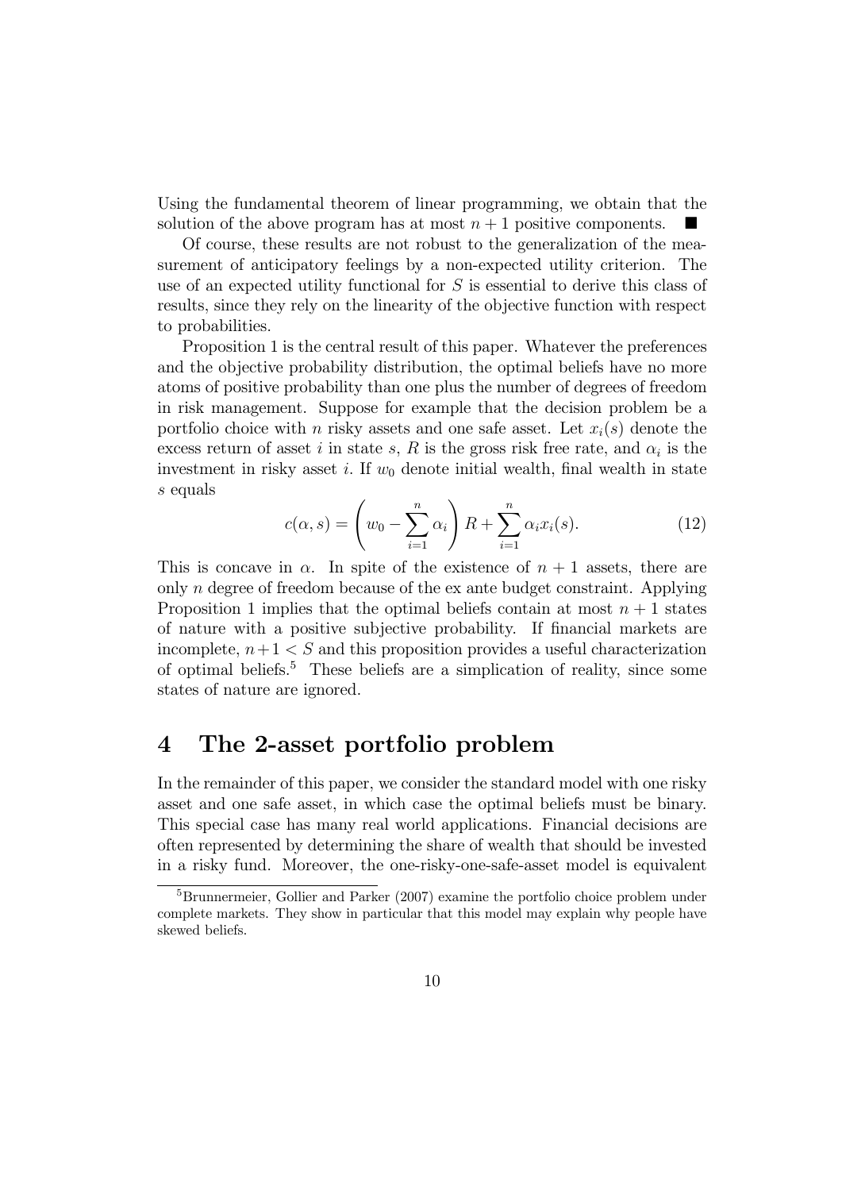Using the fundamental theorem of linear programming, we obtain that the solution of the above program has at most $n+1$ positive components. ∎

Of course, these results are not robust to the generalization of the measurement of anticipatory feelings by a non-expected utility criterion. The use of an expected utility functional for $S$ is essential to derive this class of results, since they rely on the linearity of the objective function with respect to probabilities.

Proposition 1 is the central result of this paper. Whatever the preferences and the objective probability distribution, the optimal beliefs have no more atoms of positive probability than one plus the number of degrees of freedom in risk management. Suppose for example that the decision problem be a portfolio choice with $n$ risky assets and one safe asset. Let $x_i(s)$ denote the excess return of asset $i$ in state $s$, $R$ is the gross risk free rate, and $\alpha_i$ is the investment in risky asset $i$. If $w_0$ denote initial wealth, final wealth in state $s$ equals

$$c(\alpha, s) = \left( w_0 - \sum_{i=1}^{n} \alpha_i \right) R + \sum_{i=1}^{n} \alpha_i x_i(s). \tag{12}$$

This is concave in $\alpha$. In spite of the existence of $n+1$ assets, there are only $n$ degree of freedom because of the ex ante budget constraint. Applying Proposition 1 implies that the optimal beliefs contain at most $n+1$ states of nature with a positive subjective probability. If financial markets are incomplete, $n+1 < S$ and this proposition provides a useful characterization of optimal beliefs.[5] These beliefs are a simplication of reality, since some states of nature are ignored.

# 4 The 2-asset portfolio problem

In the remainder of this paper, we consider the standard model with one risky asset and one safe asset, in which case the optimal beliefs must be binary. This special case has many real world applications. Financial decisions are often represented by determining the share of wealth that should be invested in a risky fund. Moreover, the one-risky-one-safe-asset model is equivalent

[5] Brunnermeier, Gollier and Parker (2007) examine the portfolio choice problem under complete markets. They show in particular that this model may explain why people have skewed beliefs.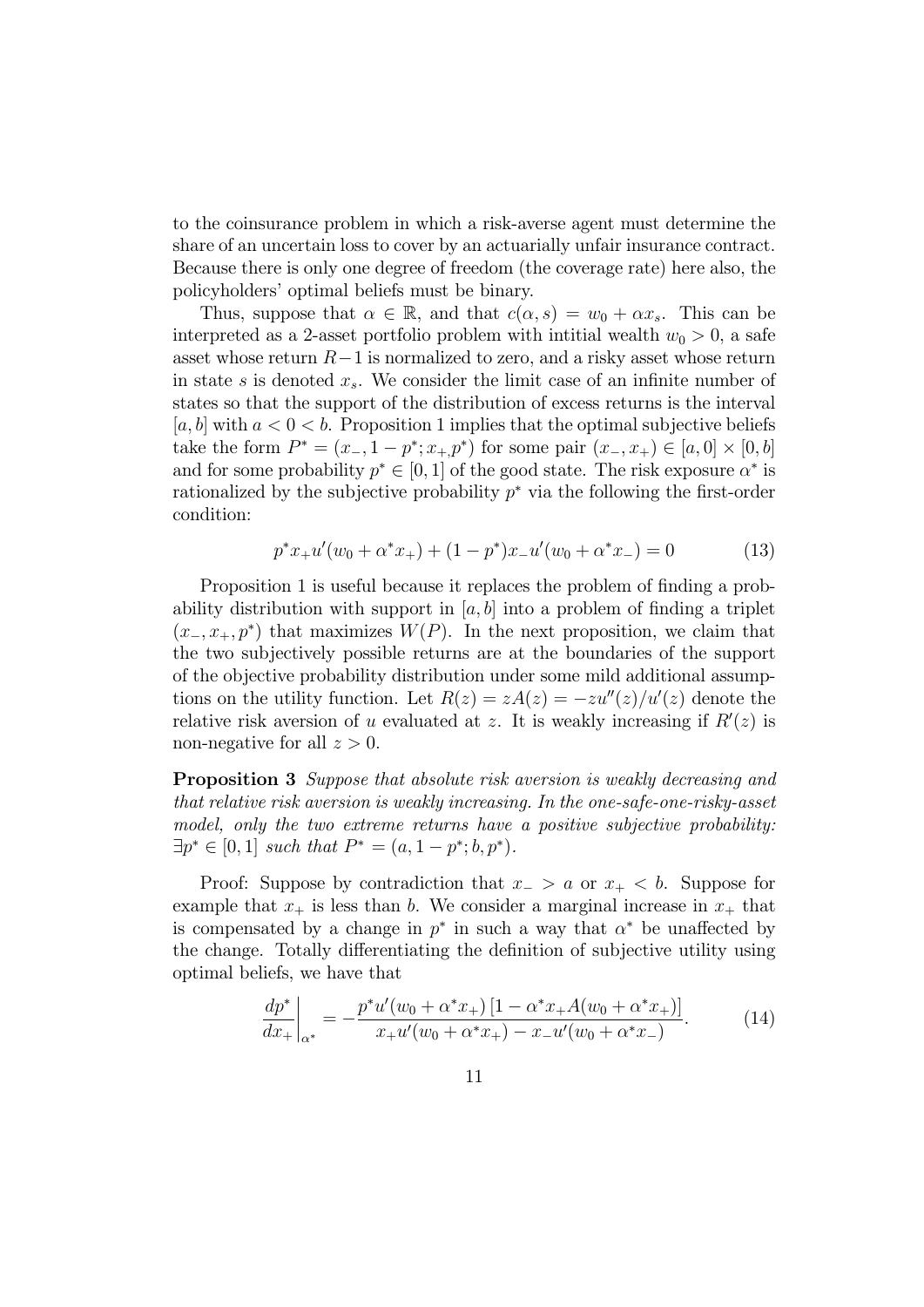to the coinsurance problem in which a risk-averse agent must determine the share of an uncertain loss to cover by an actuarially unfair insurance contract. Because there is only one degree of freedom (the coverage rate) here also, the policyholders' optimal beliefs must be binary.

Thus, suppose that $\alpha \in \mathbb{R}$, and that $c(\alpha, s) = w_0 + \alpha x_s$. This can be interpreted as a 2-asset portfolio problem with intitial wealth $w_0 > 0$, a safe asset whose return $R-1$ is normalized to zero, and a risky asset whose return in state $s$ is denoted $x_s$. We consider the limit case of an infinite number of states so that the support of the distribution of excess returns is the interval $[a, b]$ with $a < 0 < b$. Proposition 1 implies that the optimal subjective beliefs take the form $P^* = (x_-, 1-p^*; x_+, p^*)$ for some pair $(x_-, x_+) \in [a, 0] \times [0, b]$ and for some probability $p^* \in [0, 1]$ of the good state. The risk exposure $\alpha^*$ is rationalized by the subjective probability $p^*$ via the following the first-order condition:

$$p^* x_+ u'(w_0 + \alpha^* x_+) + (1-p^*) x_- u'(w_0 + \alpha^* x_-) = 0 \tag{13}$$

Proposition 1 is useful because it replaces the problem of finding a probability distribution with support in $[a, b]$ into a problem of finding a triplet $(x_-, x_+, p^*)$ that maximizes $W(P)$. In the next proposition, we claim that the two subjectively possible returns are at the boundaries of the support of the objective probability distribution under some mild additional assumptions on the utility function. Let $R(z) = zA(z) = -zu''(z)/u'(z)$ denote the relative risk aversion of $u$ evaluated at $z$. It is weakly increasing if $R'(z)$ is non-negative for all $z > 0$.

**Proposition 3** *Suppose that absolute risk aversion is weakly decreasing and that relative risk aversion is weakly increasing. In the one-safe-one-risky-asset model, only the two extreme returns have a positive subjective probability:* $\exists p^* \in [0, 1]$ *such that* $P^* = (a, 1-p^*; b, p^*)$.

Proof: Suppose by contradiction that $x_- > a$ or $x_+ < b$. Suppose for example that $x_+$ is less than $b$. We consider a marginal increase in $x_+$ that is compensated by a change in $p^*$ in such a way that $\alpha^*$ be unaffected by the change. Totally differentiating the definition of subjective utility using optimal beliefs, we have that

$$\left. \frac{dp^*}{dx_+} \right|_{\alpha^*} = -\frac{p^* u'(w_0 + \alpha^* x_+) \left[1 - \alpha^* x_+ A(w_0 + \alpha^* x_+)\right]}{x_+ u'(w_0 + \alpha^* x_+) - x_- u'(w_0 + \alpha^* x_-)}. \tag{14}$$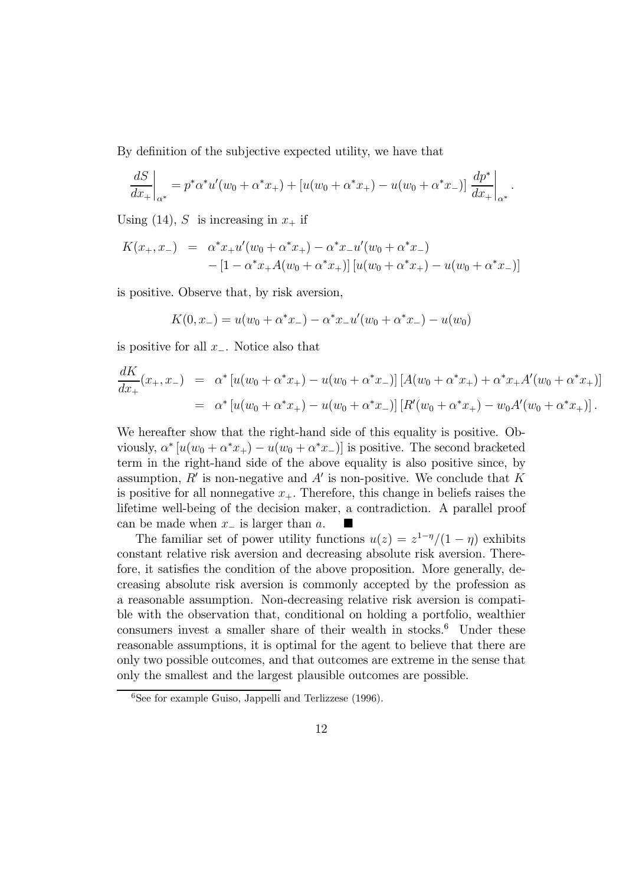By definition of the subjective expected utility, we have that

$$\left.\frac{dS}{dx_+}\right|_{\alpha^*} = p^*\alpha^* u'(w_0 + \alpha^* x_+) + \left[u(w_0 + \alpha^* x_+) - u(w_0 + \alpha^* x_-)\right] \left.\frac{dp^*}{dx_+}\right|_{\alpha^*}.$$

Using (14), $S$ is increasing in $x_+$ if

$$\begin{aligned} K(x_+, x_-) &= \alpha^* x_+ u'(w_0 + \alpha^* x_+) - \alpha^* x_- u'(w_0 + \alpha^* x_-) \\ &\quad - \left[1 - \alpha^* x_+ A(w_0 + \alpha^* x_+)\right]\left[u(w_0 + \alpha^* x_+) - u(w_0 + \alpha^* x_-)\right] \end{aligned}$$

is positive. Observe that, by risk aversion,

$$K(0, x_-) = u(w_0 + \alpha^* x_-) - \alpha^* x_- u'(w_0 + \alpha^* x_-) - u(w_0)$$

is positive for all $x_-$. Notice also that

$$\begin{aligned} \frac{dK}{dx_+}(x_+, x_-) &= \alpha^*\left[u(w_0 + \alpha^* x_+) - u(w_0 + \alpha^* x_-)\right]\left[A(w_0 + \alpha^* x_+) + \alpha^* x_+ A'(w_0 + \alpha^* x_+)\right] \\ &= \alpha^*\left[u(w_0 + \alpha^* x_+) - u(w_0 + \alpha^* x_-)\right]\left[R'(w_0 + \alpha^* x_+) - w_0 A'(w_0 + \alpha^* x_+)\right]. \end{aligned}$$

We hereafter show that the right-hand side of this equality is positive. Obviously, $\alpha^*\left[u(w_0 + \alpha^* x_+) - u(w_0 + \alpha^* x_-)\right]$ is positive. The second bracketed term in the right-hand side of the above equality is also positive since, by assumption, $R'$ is non-negative and $A'$ is non-positive. We conclude that $K$ is positive for all nonnegative $x_+$. Therefore, this change in beliefs raises the lifetime well-being of the decision maker, a contradiction. A parallel proof can be made when $x_-$ is larger than $a$. ■

The familiar set of power utility functions $u(z) = z^{1-\eta}/(1-\eta)$ exhibits constant relative risk aversion and decreasing absolute risk aversion. Therefore, it satisfies the condition of the above proposition. More generally, decreasing absolute risk aversion is commonly accepted by the profession as a reasonable assumption. Non-decreasing relative risk aversion is compatible with the observation that, conditional on holding a portfolio, wealthier consumers invest a smaller share of their wealth in stocks.[6] Under these reasonable assumptions, it is optimal for the agent to believe that there are only two possible outcomes, and that outcomes are extreme in the sense that only the smallest and the largest plausible outcomes are possible.

[6] See for example Guiso, Jappelli and Terlizzese (1996).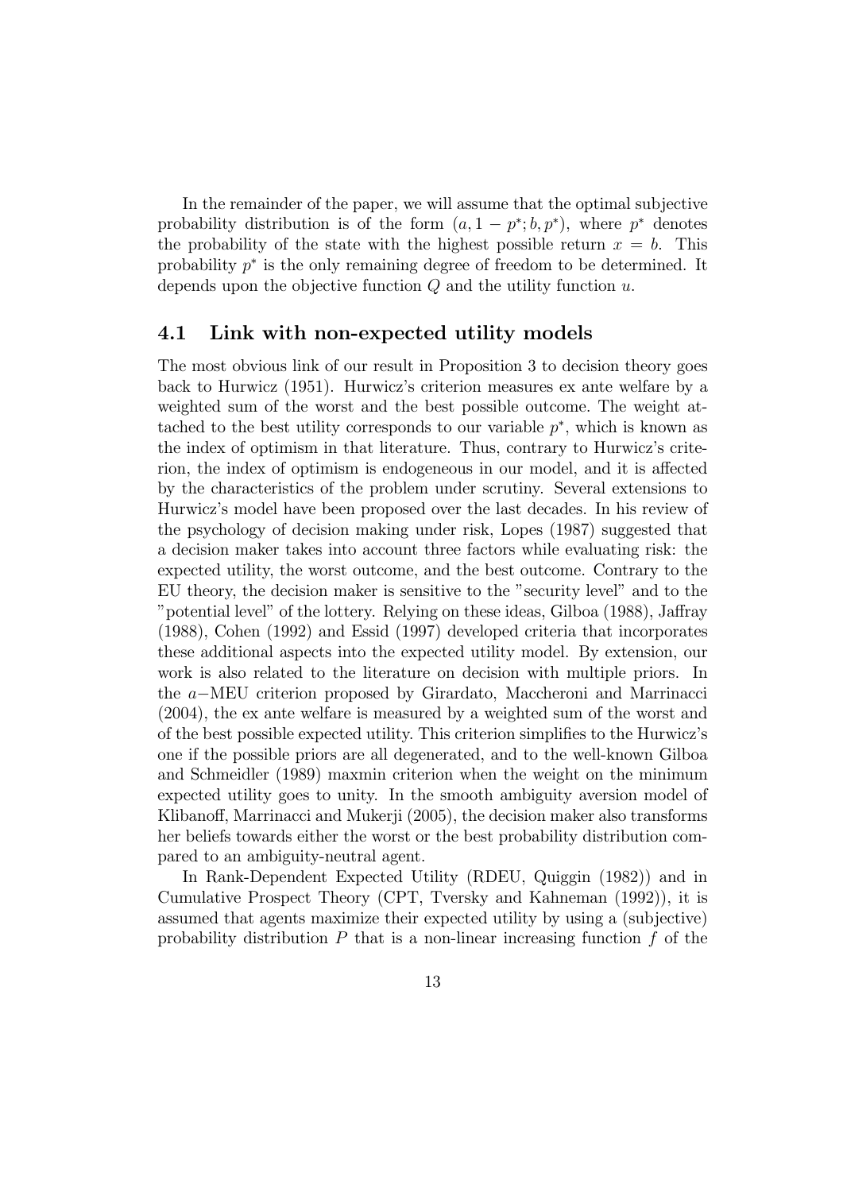In the remainder of the paper, we will assume that the optimal subjective probability distribution is of the form $(a, 1-p^*; b, p^*)$, where $p^*$ denotes the probability of the state with the highest possible return $x = b$. This probability $p^*$ is the only remaining degree of freedom to be determined. It depends upon the objective function $Q$ and the utility function $u$.

### 4.1 Link with non-expected utility models

The most obvious link of our result in Proposition 3 to decision theory goes back to Hurwicz (1951). Hurwicz's criterion measures ex ante welfare by a weighted sum of the worst and the best possible outcome. The weight attached to the best utility corresponds to our variable $p^*$, which is known as the index of optimism in that literature. Thus, contrary to Hurwicz's criterion, the index of optimism is endogeneous in our model, and it is affected by the characteristics of the problem under scrutiny. Several extensions to Hurwicz's model have been proposed over the last decades. In his review of the psychology of decision making under risk, Lopes (1987) suggested that a decision maker takes into account three factors while evaluating risk: the expected utility, the worst outcome, and the best outcome. Contrary to the EU theory, the decision maker is sensitive to the "security level" and to the "potential level" of the lottery. Relying on these ideas, Gilboa (1988), Jaffray (1988), Cohen (1992) and Essid (1997) developed criteria that incorporates these additional aspects into the expected utility model. By extension, our work is also related to the literature on decision with multiple priors. In the $a-$MEU criterion proposed by Girardato, Maccheroni and Marrinacci (2004), the ex ante welfare is measured by a weighted sum of the worst and of the best possible expected utility. This criterion simplifies to the Hurwicz's one if the possible priors are all degenerated, and to the well-known Gilboa and Schmeidler (1989) maxmin criterion when the weight on the minimum expected utility goes to unity. In the smooth ambiguity aversion model of Klibanoff, Marrinacci and Mukerji (2005), the decision maker also transforms her beliefs towards either the worst or the best probability distribution compared to an ambiguity-neutral agent.

In Rank-Dependent Expected Utility (RDEU, Quiggin (1982)) and in Cumulative Prospect Theory (CPT, Tversky and Kahneman (1992)), it is assumed that agents maximize their expected utility by using a (subjective) probability distribution $P$ that is a non-linear increasing function $f$ of the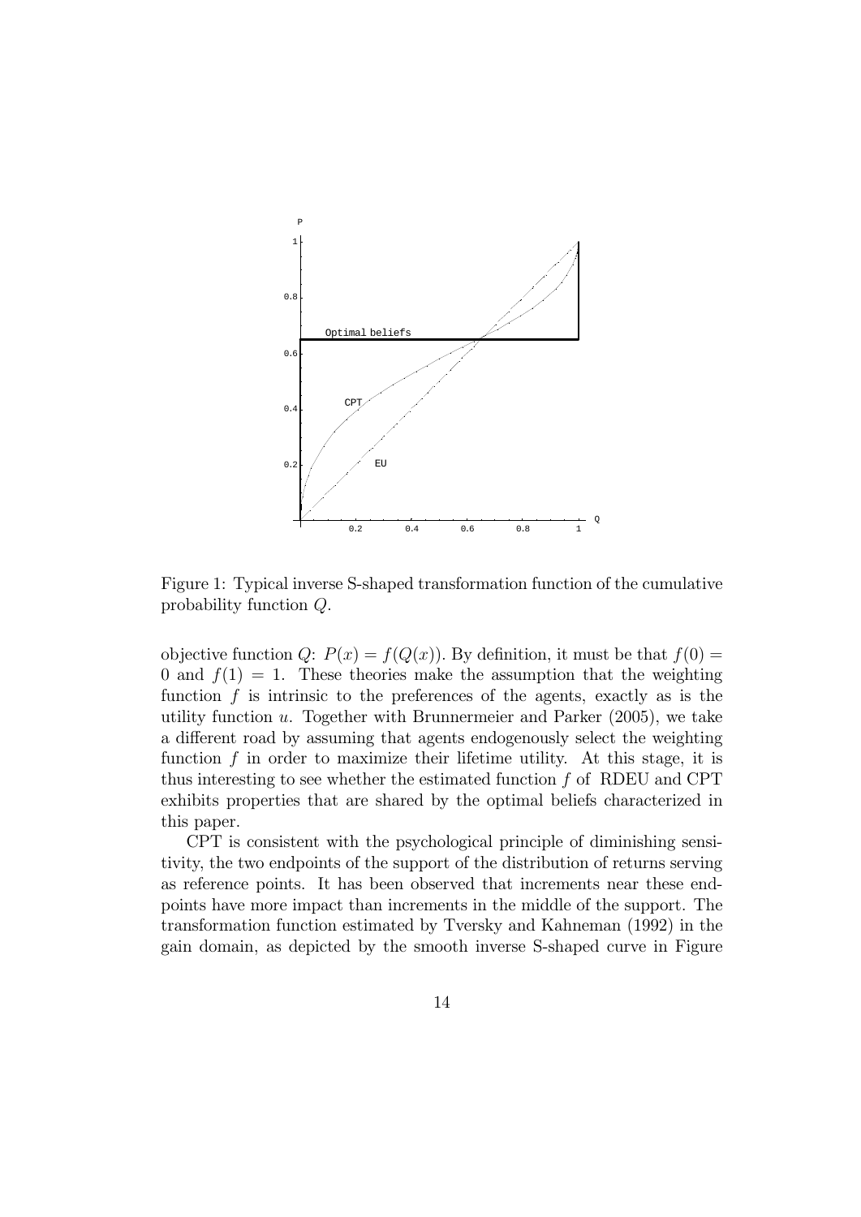Figure 1: Typical inverse S-shaped transformation function of the cumulative probability function $Q$.

objective function $Q$: $P(x) = f(Q(x))$. By definition, it must be that $f(0) = 0$ and $f(1) = 1$. These theories make the assumption that the weighting function $f$ is intrinsic to the preferences of the agents, exactly as is the utility function $u$. Together with Brunnermeier and Parker (2005), we take a different road by assuming that agents endogenously select the weighting function $f$ in order to maximize their lifetime utility. At this stage, it is thus interesting to see whether the estimated function $f$ of RDEU and CPT exhibits properties that are shared by the optimal beliefs characterized in this paper.

CPT is consistent with the psychological principle of diminishing sensitivity, the two endpoints of the support of the distribution of returns serving as reference points. It has been observed that increments near these endpoints have more impact than increments in the middle of the support. The transformation function estimated by Tversky and Kahneman (1992) in the gain domain, as depicted by the smooth inverse S-shaped curve in Figure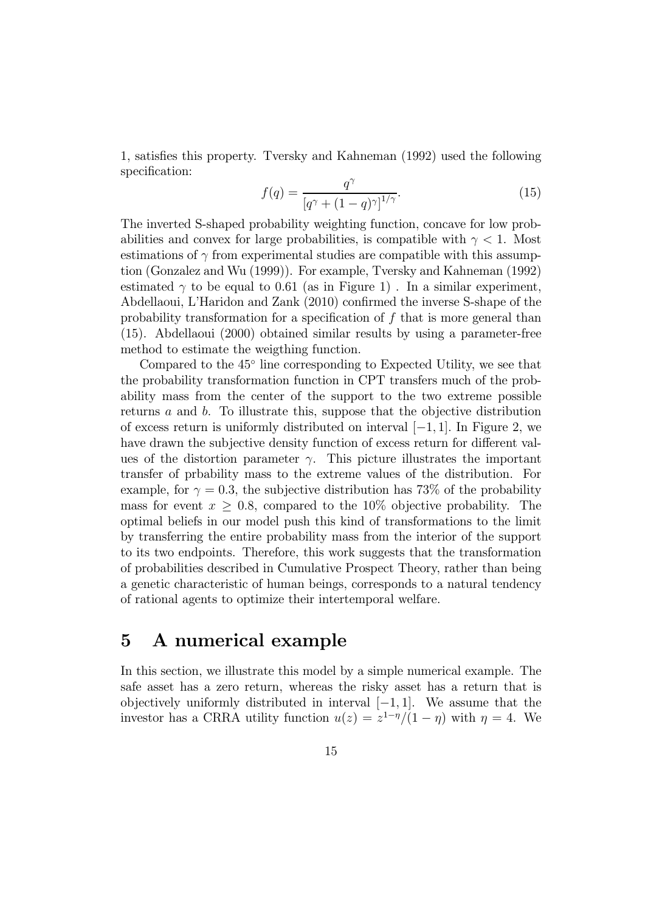1, satisfies this property. Tversky and Kahneman (1992) used the following specification:

$$f(q) = \frac{q^{\gamma}}{\left[q^{\gamma} + (1-q)^{\gamma}\right]^{1/\gamma}}. \tag{15}$$

The inverted S-shaped probability weighting function, concave for low probabilities and convex for large probabilities, is compatible with $\gamma < 1$. Most estimations of $\gamma$ from experimental studies are compatible with this assumption (Gonzalez and Wu (1999)). For example, Tversky and Kahneman (1992) estimated $\gamma$ to be equal to 0.61 (as in Figure 1) . In a similar experiment, Abdellaoui, L'Haridon and Zank (2010) confirmed the inverse S-shape of the probability transformation for a specification of $f$ that is more general than (15). Abdellaoui (2000) obtained similar results by using a parameter-free method to estimate the weigthing function.

Compared to the 45° line corresponding to Expected Utility, we see that the probability transformation function in CPT transfers much of the probability mass from the center of the support to the two extreme possible returns $a$ and $b$. To illustrate this, suppose that the objective distribution of excess return is uniformly distributed on interval $[-1, 1]$. In Figure 2, we have drawn the subjective density function of excess return for different values of the distortion parameter $\gamma$. This picture illustrates the important transfer of prbability mass to the extreme values of the distribution. For example, for $\gamma = 0.3$, the subjective distribution has 73% of the probability mass for event $x \geq 0.8$, compared to the 10% objective probability. The optimal beliefs in our model push this kind of transformations to the limit by transferring the entire probability mass from the interior of the support to its two endpoints. Therefore, this work suggests that the transformation of probabilities described in Cumulative Prospect Theory, rather than being a genetic characteristic of human beings, corresponds to a natural tendency of rational agents to optimize their intertemporal welfare.

# 5 A numerical example

In this section, we illustrate this model by a simple numerical example. The safe asset has a zero return, whereas the risky asset has a return that is objectively uniformly distributed in interval $[-1, 1]$. We assume that the investor has a CRRA utility function $u(z) = z^{1-\eta}/(1-\eta)$ with $\eta = 4$. We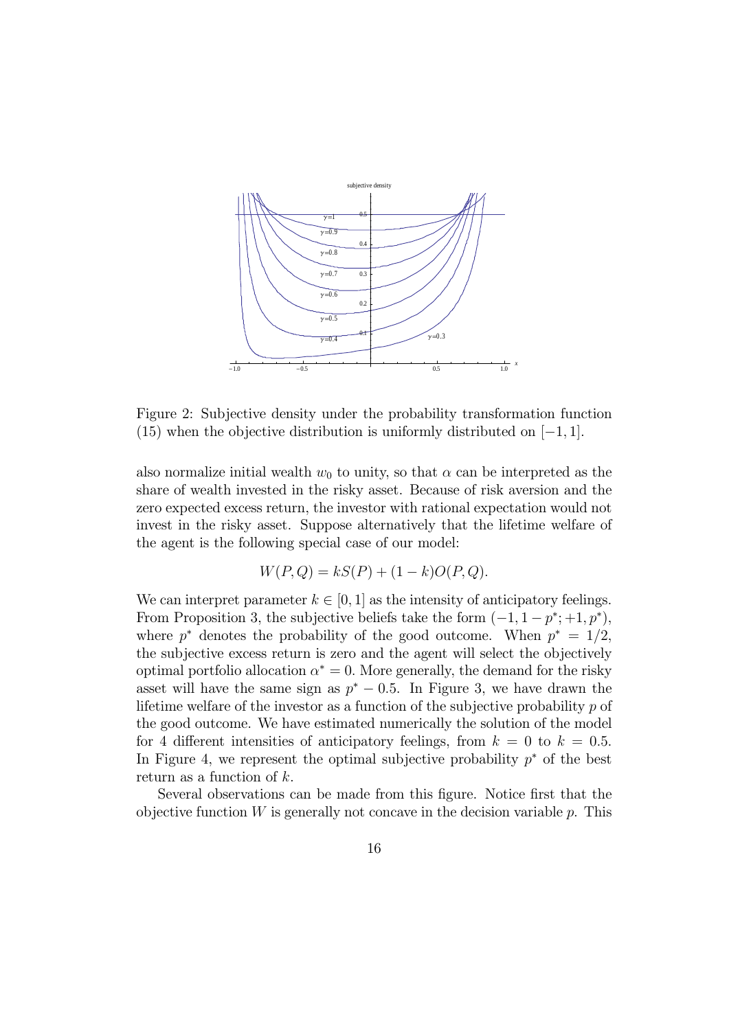Figure 2: Subjective density under the probability transformation function (15) when the objective distribution is uniformly distributed on $[-1, 1]$.

also normalize initial wealth $w_0$ to unity, so that $\alpha$ can be interpreted as the share of wealth invested in the risky asset. Because of risk aversion and the zero expected excess return, the investor with rational expectation would not invest in the risky asset. Suppose alternatively that the lifetime welfare of the agent is the following special case of our model:

$$W(P, Q) = kS(P) + (1 - k)O(P, Q).$$

We can interpret parameter $k \in [0, 1]$ as the intensity of anticipatory feelings. From Proposition 3, the subjective beliefs take the form $(-1, 1 - p^*; +1, p^*)$, where $p^*$ denotes the probability of the good outcome. When $p^* = 1/2$, the subjective excess return is zero and the agent will select the objectively optimal portfolio allocation $\alpha^* = 0$. More generally, the demand for the risky asset will have the same sign as $p^* - 0.5$. In Figure 3, we have drawn the lifetime welfare of the investor as a function of the subjective probability $p$ of the good outcome. We have estimated numerically the solution of the model for 4 different intensities of anticipatory feelings, from $k = 0$ to $k = 0.5$. In Figure 4, we represent the optimal subjective probability $p^*$ of the best return as a function of $k$.

Several observations can be made from this figure. Notice first that the objective function $W$ is generally not concave in the decision variable $p$. This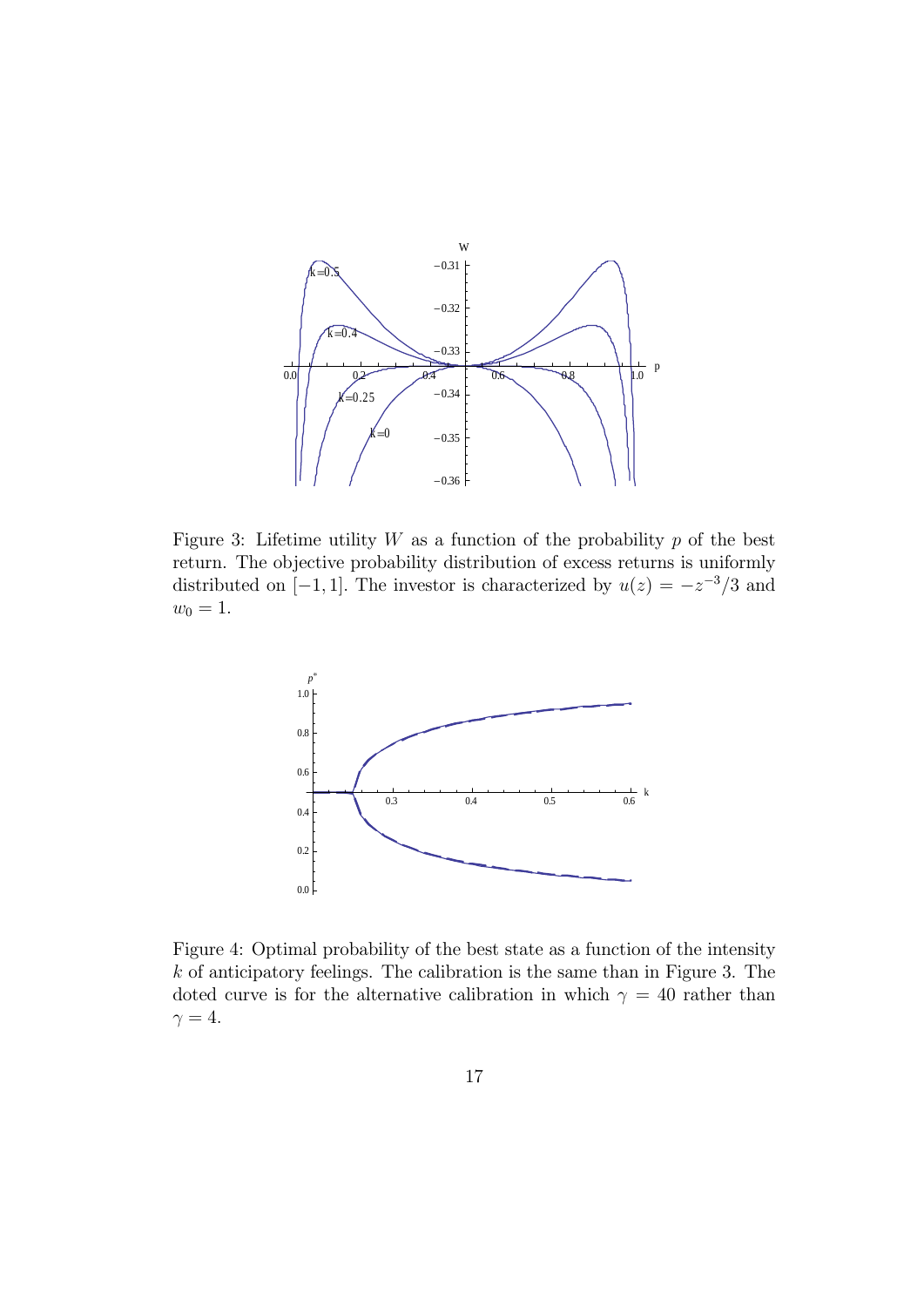Figure 3: Lifetime utility $W$ as a function of the probability $p$ of the best return. The objective probability distribution of excess returns is uniformly distributed on $[-1, 1]$. The investor is characterized by $u(z) = -z^{-3}/3$ and $w_0 = 1$.

Figure 4: Optimal probability of the best state as a function of the intensity $k$ of anticipatory feelings. The calibration is the same than in Figure 3. The doted curve is for the alternative calibration in which $\gamma = 40$ rather than $\gamma = 4$.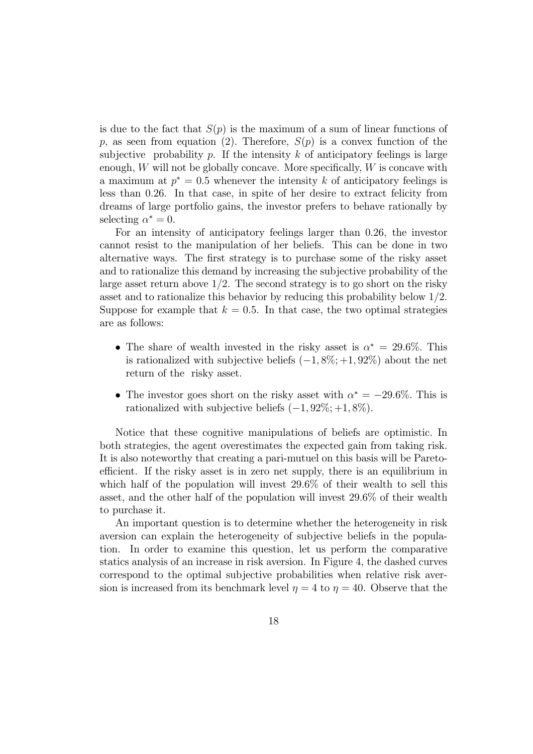is due to the fact that $S(p)$ is the maximum of a sum of linear functions of $p$, as seen from equation (2). Therefore, $S(p)$ is a convex function of the subjective probability $p$. If the intensity $k$ of anticipatory feelings is large enough, $W$ will not be globally concave. More specifically, $W$ is concave with a maximum at $p^* = 0.5$ whenever the intensity $k$ of anticipatory feelings is less than 0.26. In that case, in spite of her desire to extract felicity from dreams of large portfolio gains, the investor prefers to behave rationally by selecting $\alpha^* = 0$.

For an intensity of anticipatory feelings larger than 0.26, the investor cannot resist to the manipulation of her beliefs. This can be done in two alternative ways. The first strategy is to purchase some of the risky asset and to rationalize this demand by increasing the subjective probability of the large asset return above 1/2. The second strategy is to go short on the risky asset and to rationalize this behavior by reducing this probability below 1/2. Suppose for example that $k = 0.5$. In that case, the two optimal strategies are as follows:

- The share of wealth invested in the risky asset is $\alpha^* = 29.6\%$. This is rationalized with subjective beliefs $(-1, 8\%; +1, 92\%)$ about the net return of the risky asset.
- The investor goes short on the risky asset with $\alpha^* = -29.6\%$. This is rationalized with subjective beliefs $(-1, 92\%; +1, 8\%)$.

Notice that these cognitive manipulations of beliefs are optimistic. In both strategies, the agent overestimates the expected gain from taking risk. It is also noteworthy that creating a pari-mutuel on this basis will be Pareto-efficient. If the risky asset is in zero net supply, there is an equilibrium in which half of the population will invest 29.6% of their wealth to sell this asset, and the other half of the population will invest 29.6% of their wealth to purchase it.

An important question is to determine whether the heterogeneity in risk aversion can explain the heterogeneity of subjective beliefs in the population. In order to examine this question, let us perform the comparative statics analysis of an increase in risk aversion. In Figure 4, the dashed curves correspond to the optimal subjective probabilities when relative risk aversion is increased from its benchmark level $\eta = 4$ to $\eta = 40$. Observe that the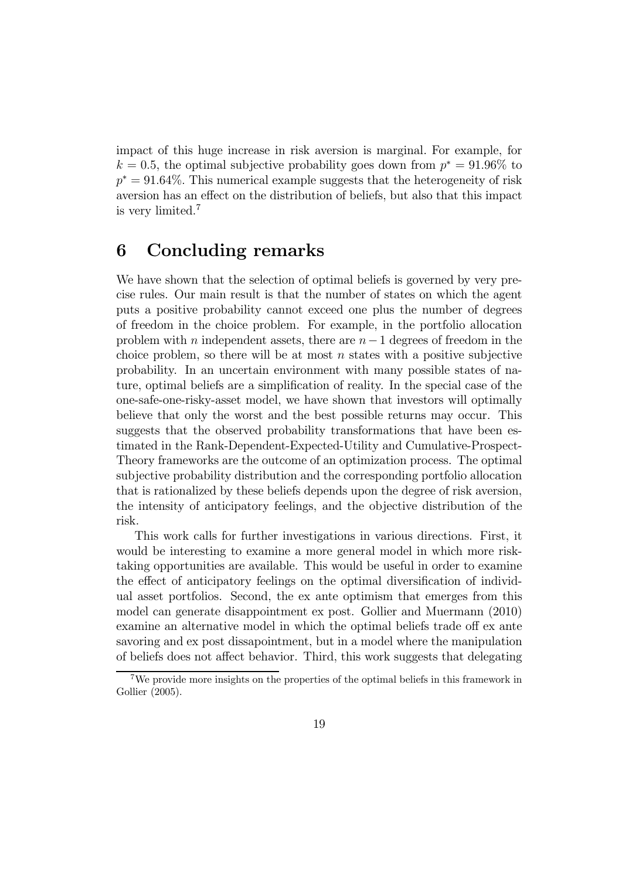impact of this huge increase in risk aversion is marginal. For example, for $k = 0.5$, the optimal subjective probability goes down from $p^* = 91.96\%$ to $p^* = 91.64\%$. This numerical example suggests that the heterogeneity of risk aversion has an effect on the distribution of beliefs, but also that this impact is very limited.[7]

# 6 Concluding remarks

We have shown that the selection of optimal beliefs is governed by very precise rules. Our main result is that the number of states on which the agent puts a positive probability cannot exceed one plus the number of degrees of freedom in the choice problem. For example, in the portfolio allocation problem with $n$ independent assets, there are $n-1$ degrees of freedom in the choice problem, so there will be at most $n$ states with a positive subjective probability. In an uncertain environment with many possible states of nature, optimal beliefs are a simplification of reality. In the special case of the one-safe-one-risky-asset model, we have shown that investors will optimally believe that only the worst and the best possible returns may occur. This suggests that the observed probability transformations that have been estimated in the Rank-Dependent-Expected-Utility and Cumulative-Prospect-Theory frameworks are the outcome of an optimization process. The optimal subjective probability distribution and the corresponding portfolio allocation that is rationalized by these beliefs depends upon the degree of risk aversion, the intensity of anticipatory feelings, and the objective distribution of the risk.

This work calls for further investigations in various directions. First, it would be interesting to examine a more general model in which more risk-taking opportunities are available. This would be useful in order to examine the effect of anticipatory feelings on the optimal diversification of individual asset portfolios. Second, the ex ante optimism that emerges from this model can generate disappointment ex post. Gollier and Muermann (2010) examine an alternative model in which the optimal beliefs trade off ex ante savoring and ex post dissapointment, but in a model where the manipulation of beliefs does not affect behavior. Third, this work suggests that delegating

[7] We provide more insights on the properties of the optimal beliefs in this framework in Gollier (2005).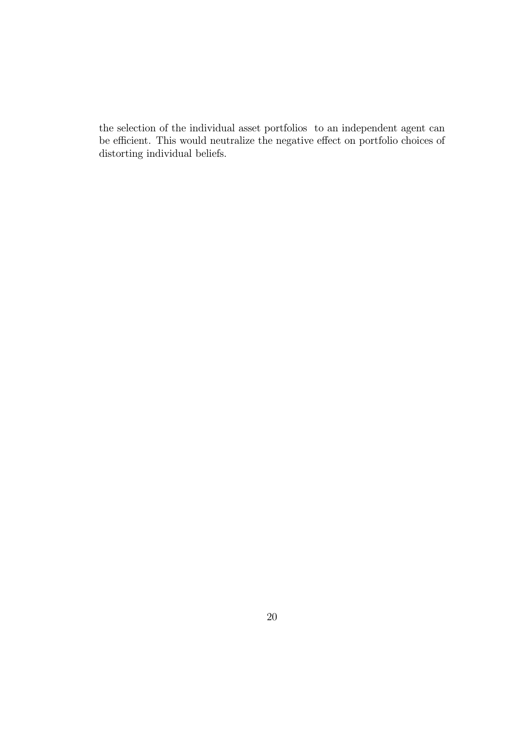the selection of the individual asset portfolios to an independent agent can be efficient. This would neutralize the negative effect on portfolio choices of distorting individual beliefs.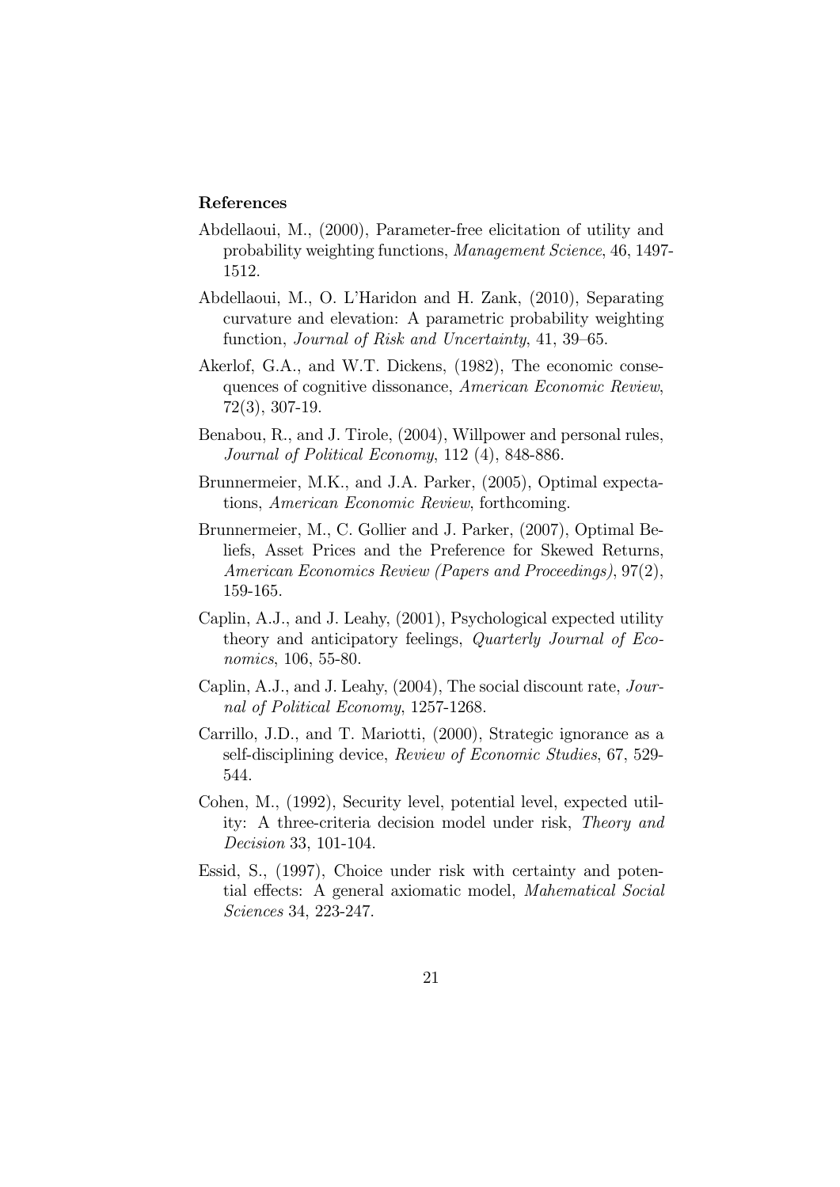**References**

Abdellaoui, M., (2000), Parameter-free elicitation of utility and probability weighting functions, *Management Science*, 46, 1497-1512.

Abdellaoui, M., O. L'Haridon and H. Zank, (2010), Separating curvature and elevation: A parametric probability weighting function, *Journal of Risk and Uncertainty*, 41, 39–65.

Akerlof, G.A., and W.T. Dickens, (1982), The economic consequences of cognitive dissonance, *American Economic Review*, 72(3), 307-19.

Benabou, R., and J. Tirole, (2004), Willpower and personal rules, *Journal of Political Economy*, 112 (4), 848-886.

Brunnermeier, M.K., and J.A. Parker, (2005), Optimal expectations, *American Economic Review*, forthcoming.

Brunnermeier, M., C. Gollier and J. Parker, (2007), Optimal Beliefs, Asset Prices and the Preference for Skewed Returns, *American Economics Review (Papers and Proceedings)*, 97(2), 159-165.

Caplin, A.J., and J. Leahy, (2001), Psychological expected utility theory and anticipatory feelings, *Quarterly Journal of Economics*, 106, 55-80.

Caplin, A.J., and J. Leahy, (2004), The social discount rate, *Journal of Political Economy*, 1257-1268.

Carrillo, J.D., and T. Mariotti, (2000), Strategic ignorance as a self-disciplining device, *Review of Economic Studies*, 67, 529-544.

Cohen, M., (1992), Security level, potential level, expected utility: A three-criteria decision model under risk, *Theory and Decision* 33, 101-104.

Essid, S., (1997), Choice under risk with certainty and potential effects: A general axiomatic model, *Mahematical Social Sciences* 34, 223-247.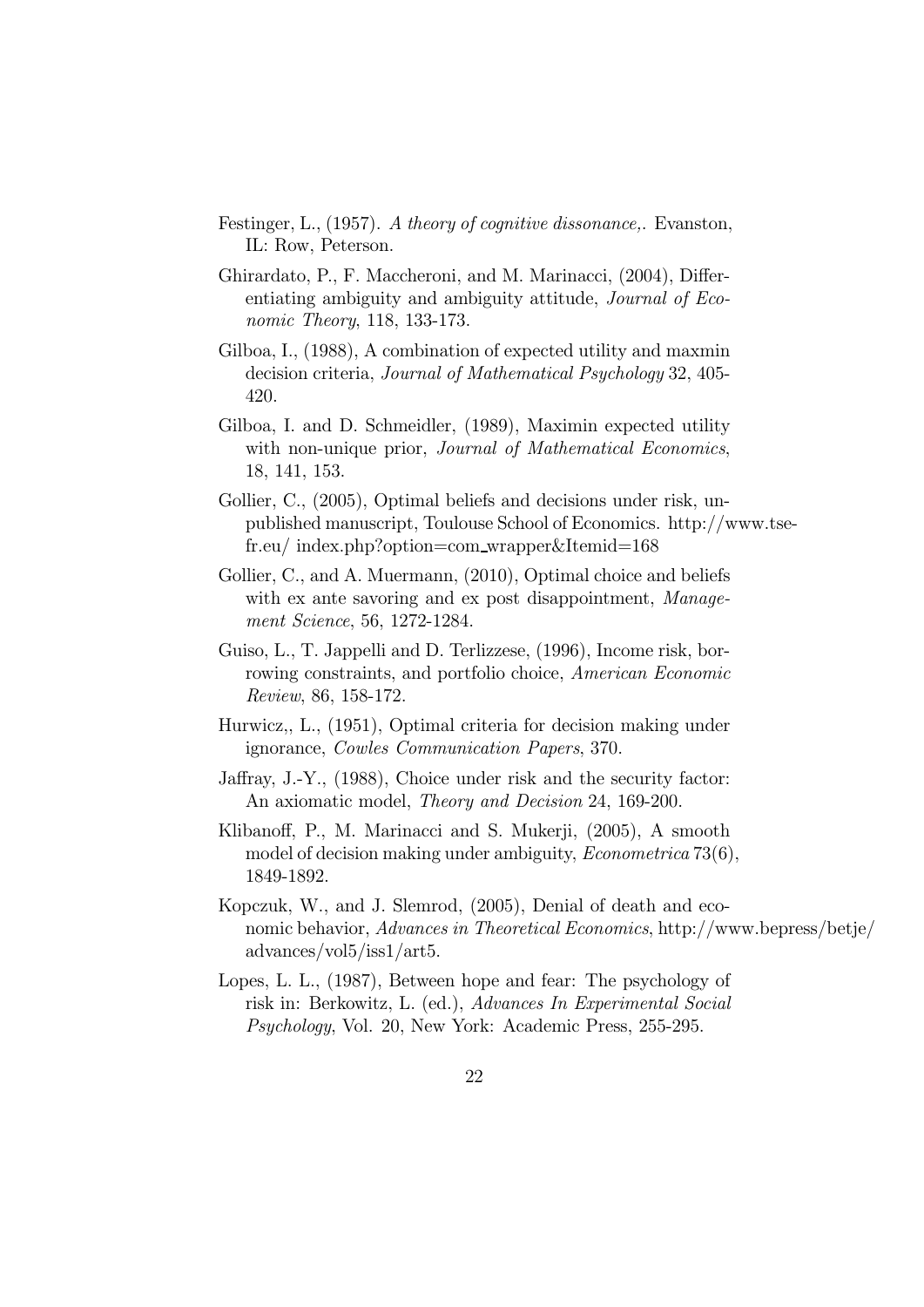Festinger, L., (1957). *A theory of cognitive dissonance,*. Evanston, IL: Row, Peterson.

Ghirardato, P., F. Maccheroni, and M. Marinacci, (2004), Differentiating ambiguity and ambiguity attitude, *Journal of Economic Theory*, 118, 133-173.

Gilboa, I., (1988), A combination of expected utility and maxmin decision criteria, *Journal of Mathematical Psychology* 32, 405-420.

Gilboa, I. and D. Schmeidler, (1989), Maximin expected utility with non-unique prior, *Journal of Mathematical Economics*, 18, 141, 153.

Gollier, C., (2005), Optimal beliefs and decisions under risk, unpublished manuscript, Toulouse School of Economics. http://www.tse-fr.eu/ index.php?option=com_wrapper&Itemid=168

Gollier, C., and A. Muermann, (2010), Optimal choice and beliefs with ex ante savoring and ex post disappointment, *Management Science*, 56, 1272-1284.

Guiso, L., T. Jappelli and D. Terlizzese, (1996), Income risk, borrowing constraints, and portfolio choice, *American Economic Review*, 86, 158-172.

Hurwicz,, L., (1951), Optimal criteria for decision making under ignorance, *Cowles Communication Papers*, 370.

Jaffray, J.-Y., (1988), Choice under risk and the security factor: An axiomatic model, *Theory and Decision* 24, 169-200.

Klibanoff, P., M. Marinacci and S. Mukerji, (2005), A smooth model of decision making under ambiguity, *Econometrica* 73(6), 1849-1892.

Kopczuk, W., and J. Slemrod, (2005), Denial of death and economic behavior, *Advances in Theoretical Economics*, http://www.bepress/betje/ advances/vol5/iss1/art5.

Lopes, L. L., (1987), Between hope and fear: The psychology of risk in: Berkowitz, L. (ed.), *Advances In Experimental Social Psychology*, Vol. 20, New York: Academic Press, 255-295.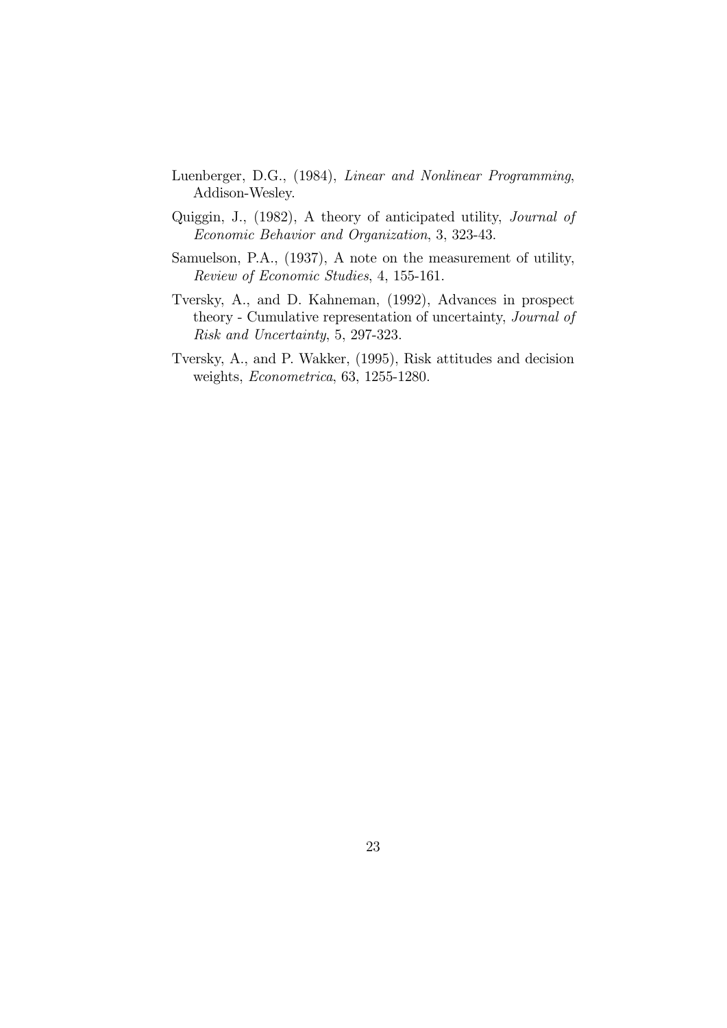Luenberger, D.G., (1984), *Linear and Nonlinear Programming*, Addison-Wesley.

Quiggin, J., (1982), A theory of anticipated utility, *Journal of Economic Behavior and Organization*, 3, 323-43.

Samuelson, P.A., (1937), A note on the measurement of utility, *Review of Economic Studies*, 4, 155-161.

Tversky, A., and D. Kahneman, (1992), Advances in prospect theory - Cumulative representation of uncertainty, *Journal of Risk and Uncertainty*, 5, 297-323.

Tversky, A., and P. Wakker, (1995), Risk attitudes and decision weights, *Econometrica*, 63, 1255-1280.